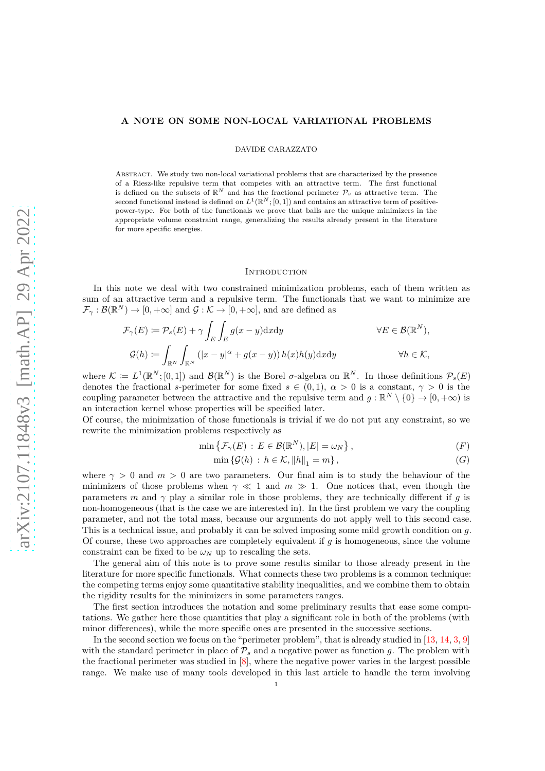# A NOTE ON SOME NON-LOCAL VARIATIONAL PROBLEMS

DAVIDE CARAZZATO

Abstract. We study two non-local variational problems that are characterized by the presence of a Riesz-like repulsive term that competes with an attractive term. The first functional is defined on the subsets of $\mathbb{R}^N$ and has the fractional perimeter $\mathcal{P}_s$ as attractive term. The second functional instead is defined on $L^1(\mathbb{R}^N;[0,1])$ and contains an attractive term of positive-power-type. For both of the functionals we prove that balls are the unique minimizers in the appropriate volume constraint range, generalizing the results already present in the literature for more specific energies.

## Introduction

In this note we deal with two constrained minimization problems, each of them written as sum of an attractive term and a repulsive term. The functionals that we want to minimize are $\mathcal{F}_\gamma : \mathcal{B}(\mathbb{R}^N) \to [0,+\infty]$ and $\mathcal{G} : \mathcal{K} \to [0,+\infty]$, and are defined as

$$\mathcal{F}_\gamma(E) := \mathcal{P}_s(E) + \gamma \int_E \int_E g(x-y)\,\mathrm{d}x\mathrm{d}y \qquad \forall E \in \mathcal{B}(\mathbb{R}^N),$$

$$\mathcal{G}(h) := \int_{\mathbb{R}^N}\int_{\mathbb{R}^N} \left(|x-y|^\alpha + g(x-y)\right) h(x)h(y)\,\mathrm{d}x\mathrm{d}y \qquad \forall h \in \mathcal{K},$$

where $\mathcal{K} := L^1(\mathbb{R}^N;[0,1])$ and $\mathcal{B}(\mathbb{R}^N)$ is the Borel $\sigma$-algebra on $\mathbb{R}^N$. In those definitions $\mathcal{P}_s(E)$ denotes the fractional $s$-perimeter for some fixed $s \in (0,1)$, $\alpha > 0$ is a constant, $\gamma > 0$ is the coupling parameter between the attractive and the repulsive term and $g : \mathbb{R}^N \setminus \{0\} \to [0,+\infty)$ is an interaction kernel whose properties will be specified later.

Of course, the minimization of those functionals is trivial if we do not put any constraint, so we rewrite the minimization problems respectively as

$$\min\left\{\mathcal{F}_\gamma(E) \,:\, E \in \mathcal{B}(\mathbb{R}^N), |E| = \omega_N\right\}, \tag{$F$}$$

$$\min\left\{\mathcal{G}(h) \,:\, h \in \mathcal{K}, \|h\|_1 = m\right\}, \tag{$G$}$$

where $\gamma > 0$ and $m > 0$ are two parameters. Our final aim is to study the behaviour of the minimizers of those problems when $\gamma \ll 1$ and $m \gg 1$. One notices that, even though the parameters $m$ and $\gamma$ play a similar role in those problems, they are technically different if $g$ is non-homogeneous (that is the case we are interested in). In the first problem we vary the coupling parameter, and not the total mass, because our arguments do not apply well to this second case. This is a technical issue, and probably it can be solved imposing some mild growth condition on $g$. Of course, these two approaches are completely equivalent if $g$ is homogeneous, since the volume constraint can be fixed to be $\omega_N$ up to rescaling the sets.

The general aim of this note is to prove some results similar to those already present in the literature for more specific functionals. What connects these two problems is a common technique: the competing terms enjoy some quantitative stability inequalities, and we combine them to obtain the rigidity results for the minimizers in some parameters ranges.

The first section introduces the notation and some preliminary results that ease some computations. We gather here those quantities that play a significant role in both of the problems (with minor differences), while the more specific ones are presented in the successive sections.

In the second section we focus on the "perimeter problem", that is already studied in [13, 14, 3, 9] with the standard perimeter in place of $\mathcal{P}_s$ and a negative power as function $g$. The problem with the fractional perimeter was studied in [8], where the negative power varies in the largest possible range. We make use of many tools developed in this last article to handle the term involving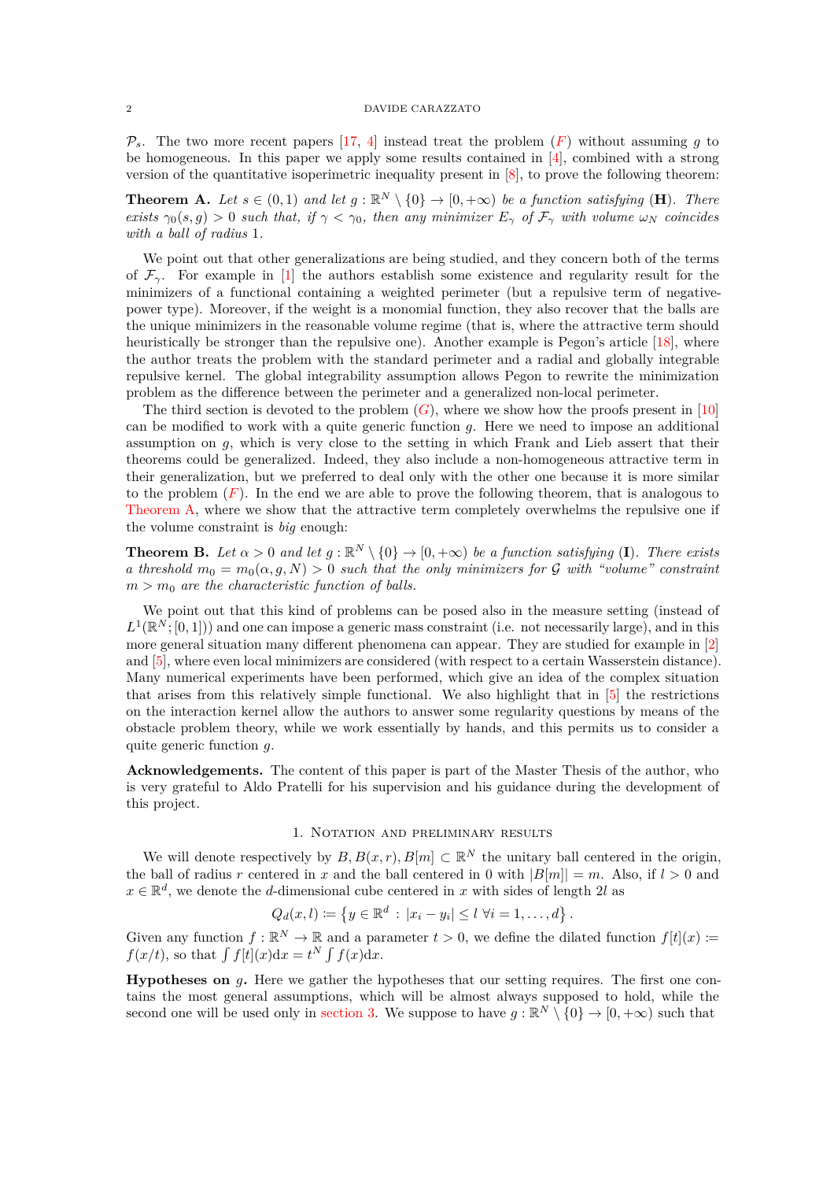$\mathcal{P}_s$. The two more recent papers [17, 4] instead treat the problem ($F$) without assuming $g$ to be homogeneous. In this paper we apply some results contained in [4], combined with a strong version of the quantitative isoperimetric inequality present in [8], to prove the following theorem:

**Theorem A.** *Let $s \in (0,1)$ and let $g : \mathbb{R}^N \setminus \{0\} \to [0, +\infty)$ be a function satisfying* (**H**)*. There exists $\gamma_0(s, g) > 0$ such that, if $\gamma < \gamma_0$, then any minimizer $E_\gamma$ of $\mathcal{F}_\gamma$ with volume $\omega_N$ coincides with a ball of radius 1.*

We point out that other generalizations are being studied, and they concern both of the terms of $\mathcal{F}_\gamma$. For example in [1] the authors establish some existence and regularity result for the minimizers of a functional containing a weighted perimeter (but a repulsive term of negative-power type). Moreover, if the weight is a monomial function, they also recover that the balls are the unique minimizers in the reasonable volume regime (that is, where the attractive term should heuristically be stronger than the repulsive one). Another example is Pegon's article [18], where the author treats the problem with the standard perimeter and a radial and globally integrable repulsive kernel. The global integrability assumption allows Pegon to rewrite the minimization problem as the difference between the perimeter and a generalized non-local perimeter.

The third section is devoted to the problem ($G$), where we show how the proofs present in [10] can be modified to work with a quite generic function $g$. Here we need to impose an additional assumption on $g$, which is very close to the setting in which Frank and Lieb assert that their theorems could be generalized. Indeed, they also include a non-homogeneous attractive term in their generalization, but we preferred to deal only with the other one because it is more similar to the problem ($F$). In the end we are able to prove the following theorem, that is analogous to Theorem A, where we show that the attractive term completely overwhelms the repulsive one if the volume constraint is *big* enough:

**Theorem B.** *Let $\alpha > 0$ and let $g : \mathbb{R}^N \setminus \{0\} \to [0, +\infty)$ be a function satisfying* (**I**)*. There exists a threshold $m_0 = m_0(\alpha, g, N) > 0$ such that the only minimizers for $\mathcal{G}$ with "volume" constraint $m > m_0$ are the characteristic function of balls.*

We point out that this kind of problems can be posed also in the measure setting (instead of $L^1(\mathbb{R}^N; [0,1])$) and one can impose a generic mass constraint (i.e. not necessarily large), and in this more general situation many different phenomena can appear. They are studied for example in [2] and [5], where even local minimizers are considered (with respect to a certain Wasserstein distance). Many numerical experiments have been performed, which give an idea of the complex situation that arises from this relatively simple functional. We also highlight that in [5] the restrictions on the interaction kernel allow the authors to answer some regularity questions by means of the obstacle problem theory, while we work essentially by hands, and this permits us to consider a quite generic function $g$.

**Acknowledgements.** The content of this paper is part of the Master Thesis of the author, who is very grateful to Aldo Pratelli for his supervision and his guidance during the development of this project.

## 1. Notation and preliminary results

We will denote respectively by $B, B(x,r), B[m] \subset \mathbb{R}^N$ the unitary ball centered in the origin, the ball of radius $r$ centered in $x$ and the ball centered in 0 with $|B[m]| = m$. Also, if $l > 0$ and $x \in \mathbb{R}^d$, we denote the $d$-dimensional cube centered in $x$ with sides of length $2l$ as

$$Q_d(x, l) \coloneqq \left\{ y \in \mathbb{R}^d \,:\, |x_i - y_i| \le l \ \forall i = 1, \dots, d \right\}.$$

Given any function $f : \mathbb{R}^N \to \mathbb{R}$ and a parameter $t > 0$, we define the dilated function $f[t](x) \coloneqq f(x/t)$, so that $\int f[t](x)\mathrm{d}x = t^N \int f(x)\mathrm{d}x$.

**Hypotheses on $g$.** Here we gather the hypotheses that our setting requires. The first one contains the most general assumptions, which will be almost always supposed to hold, while the second one will be used only in section 3. We suppose to have $g : \mathbb{R}^N \setminus \{0\} \to [0, +\infty)$ such that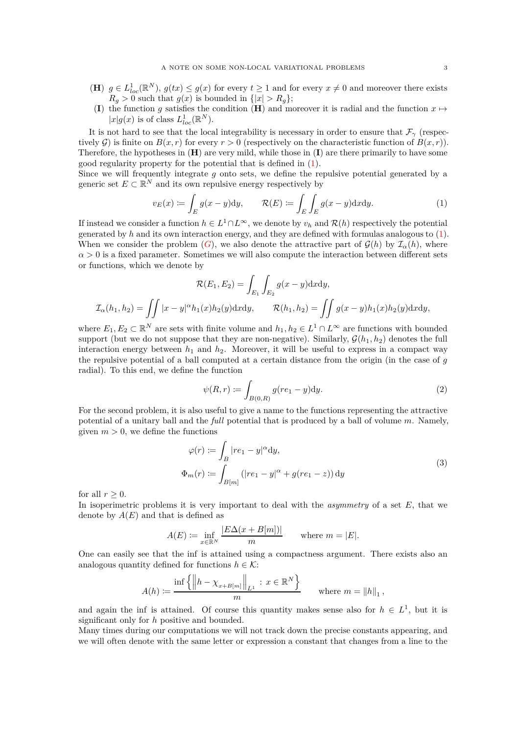- **(H)** $g \in L^1_{loc}(\mathbb{R}^N)$, $g(tx) \le g(x)$ for every $t \ge 1$ and for every $x \ne 0$ and moreover there exists $R_g > 0$ such that $g(x)$ is bounded in $\{|x| > R_g\}$;
- **(I)** the function $g$ satisfies the condition **(H)** and moreover it is radial and the function $x \mapsto |x|g(x)$ is of class $L^1_{loc}(\mathbb{R}^N)$.

It is not hard to see that the local integrability is necessary in order to ensure that $\mathcal{F}_\gamma$ (respectively $\mathcal{G}$) is finite on $B(x, r)$ for every $r > 0$ (respectively on the characteristic function of $B(x, r)$). Therefore, the hypotheses in **(H)** are very mild, while those in **(I)** are there primarily to have some good regularity property for the potential that is defined in (1).
Since we will frequently integrate $g$ onto sets, we define the repulsive potential generated by a generic set $E \subset \mathbb{R}^N$ and its own repulsive energy respectively by

$$v_E(x) := \int_E g(x-y)\mathrm{d}y, \qquad \mathcal{R}(E) := \int_E \int_E g(x-y)\mathrm{d}x\mathrm{d}y. \tag{1}$$

If instead we consider a function $h \in L^1 \cap L^\infty$, we denote by $v_h$ and $\mathcal{R}(h)$ respectively the potential generated by $h$ and its own interaction energy, and they are defined with formulas analogous to (1).
When we consider the problem ($G$), we also denote the attractive part of $\mathcal{G}(h)$ by $\mathcal{I}_\alpha(h)$, where $\alpha > 0$ is a fixed parameter. Sometimes we will also compute the interaction between different sets or functions, which we denote by

$$\mathcal{R}(E_1, E_2) = \int_{E_1} \int_{E_2} g(x-y)\mathrm{d}x\mathrm{d}y,$$

$$\mathcal{I}_\alpha(h_1, h_2) = \iint |x-y|^\alpha h_1(x)h_2(y)\mathrm{d}x\mathrm{d}y, \qquad \mathcal{R}(h_1, h_2) = \iint g(x-y)h_1(x)h_2(y)\mathrm{d}x\mathrm{d}y,$$

where $E_1, E_2 \subset \mathbb{R}^N$ are sets with finite volume and $h_1, h_2 \in L^1 \cap L^\infty$ are functions with bounded support (but we do not suppose that they are non-negative). Similarly, $\mathcal{G}(h_1, h_2)$ denotes the full interaction energy between $h_1$ and $h_2$. Moreover, it will be useful to express in a compact way the repulsive potential of a ball computed at a certain distance from the origin (in the case of $g$ radial). To this end, we define the function

$$\psi(R, r) := \int_{B(0,R)} g(re_1 - y)\mathrm{d}y. \tag{2}$$

For the second problem, it is also useful to give a name to the functions representing the attractive potential of a unitary ball and the *full* potential that is produced by a ball of volume $m$. Namely, given $m > 0$, we define the functions

$$\begin{aligned} \varphi(r) &:= \int_B |re_1 - y|^\alpha \mathrm{d}y, \\ \Phi_m(r) &:= \int_{B[m]} \left(|re_1 - y|^\alpha + g(re_1 - z)\right)\mathrm{d}y \end{aligned} \tag{3}$$

for all $r \ge 0$.
In isoperimetric problems it is very important to deal with the *asymmetry* of a set $E$, that we denote by $A(E)$ and that is defined as

$$A(E) := \inf_{x \in \mathbb{R}^N} \frac{|E \Delta (x + B[m])|}{m} \qquad \text{where } m = |E|.$$

One can easily see that the inf is attained using a compactness argument. There exists also an analogous quantity defined for functions $h \in \mathcal{K}$:

$$A(h) := \frac{\inf\left\{ \left\| h - \chi_{x+B[m]} \right\|_{L^1} : x \in \mathbb{R}^N \right\}}{m} \qquad \text{where } m = \|h\|_1,$$

and again the inf is attained. Of course this quantity makes sense also for $h \in L^1$, but it is significant only for $h$ positive and bounded.
Many times during our computations we will not track down the precise constants appearing, and we will often denote with the same letter or expression a constant that changes from a line to the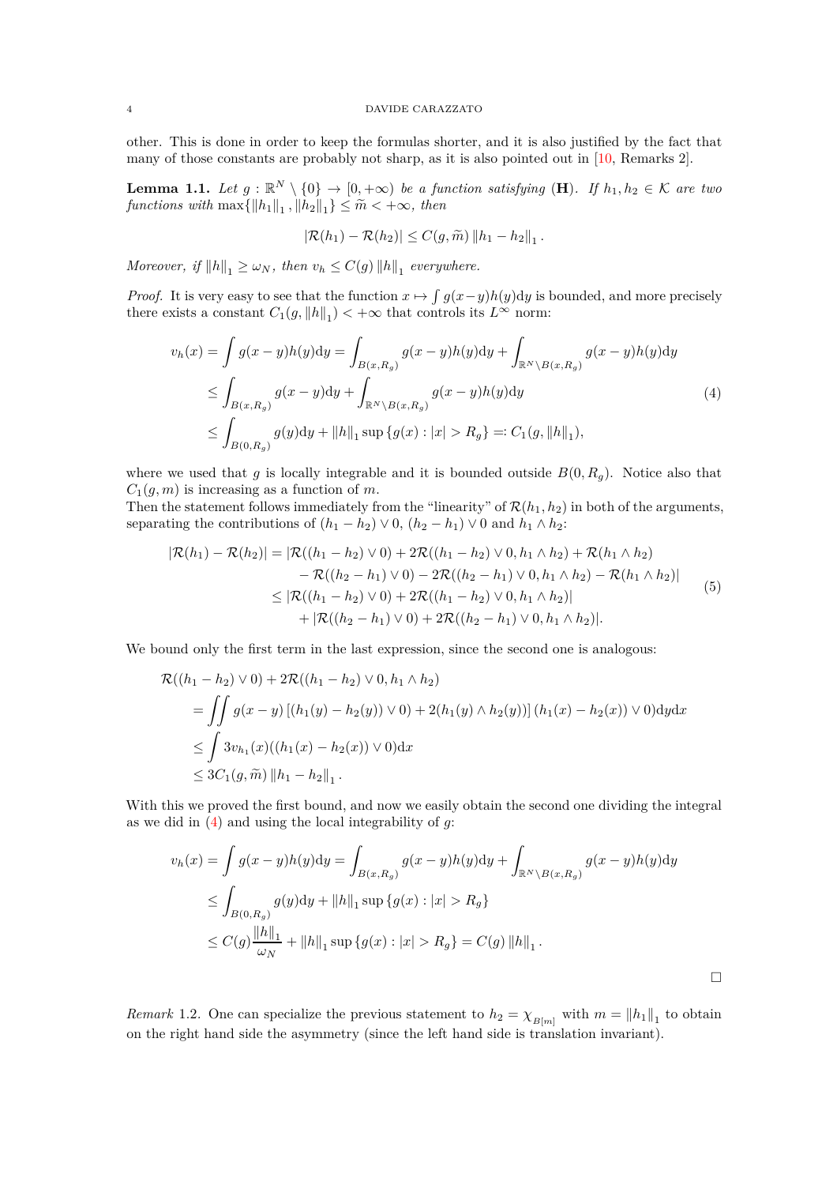other. This is done in order to keep the formulas shorter, and it is also justified by the fact that many of those constants are probably not sharp, as it is also pointed out in [10, Remarks 2].

**Lemma 1.1.** *Let $g : \mathbb{R}^N \setminus \{0\} \to [0, +\infty)$ be a function satisfying* (**H**). *If $h_1, h_2 \in \mathcal{K}$ are two functions with $\max\{\|h_1\|_1, \|h_2\|_1\} \le \widetilde{m} < +\infty$, then*

$$|\mathcal{R}(h_1) - \mathcal{R}(h_2)| \le C(g, \widetilde{m}) \|h_1 - h_2\|_1 .$$

*Moreover, if $\|h\|_1 \ge \omega_N$, then $v_h \le C(g) \|h\|_1$ everywhere.*

*Proof.* It is very easy to see that the function $x \mapsto \int g(x-y)h(y)\mathrm{d}y$ is bounded, and more precisely there exists a constant $C_1(g, \|h\|_1) < +\infty$ that controls its $L^\infty$ norm:

$$\begin{aligned}
v_h(x) = \int g(x-y)h(y)\mathrm{d}y &= \int_{B(x,R_g)} g(x-y)h(y)\mathrm{d}y + \int_{\mathbb{R}^N \setminus B(x,R_g)} g(x-y)h(y)\mathrm{d}y \\
&\le \int_{B(x,R_g)} g(x-y)\mathrm{d}y + \int_{\mathbb{R}^N \setminus B(x,R_g)} g(x-y)h(y)\mathrm{d}y \\
&\le \int_{B(0,R_g)} g(y)\mathrm{d}y + \|h\|_1 \sup\{g(x) : |x| > R_g\} =: C_1(g, \|h\|_1),
\end{aligned} \tag{4}$$

where we used that $g$ is locally integrable and it is bounded outside $B(0, R_g)$. Notice also that $C_1(g, m)$ is increasing as a function of $m$.

Then the statement follows immediately from the "linearity" of $\mathcal{R}(h_1, h_2)$ in both of the arguments, separating the contributions of $(h_1 - h_2) \vee 0$, $(h_2 - h_1) \vee 0$ and $h_1 \wedge h_2$:

$$\begin{aligned}
|\mathcal{R}(h_1) - \mathcal{R}(h_2)| = |&\mathcal{R}((h_1 - h_2) \vee 0) + 2\mathcal{R}((h_1 - h_2) \vee 0, h_1 \wedge h_2) + \mathcal{R}(h_1 \wedge h_2) \\
&- \mathcal{R}((h_2 - h_1) \vee 0) - 2\mathcal{R}((h_2 - h_1) \vee 0, h_1 \wedge h_2) - \mathcal{R}(h_1 \wedge h_2)| \\
\le |&\mathcal{R}((h_1 - h_2) \vee 0) + 2\mathcal{R}((h_1 - h_2) \vee 0, h_1 \wedge h_2)| \\
&+ |\mathcal{R}((h_2 - h_1) \vee 0) + 2\mathcal{R}((h_2 - h_1) \vee 0, h_1 \wedge h_2)|.
\end{aligned} \tag{5}$$

We bound only the first term in the last expression, since the second one is analogous:

$$\begin{aligned}
&\mathcal{R}((h_1 - h_2) \vee 0) + 2\mathcal{R}((h_1 - h_2) \vee 0, h_1 \wedge h_2) \\
&\quad = \iint g(x-y) \left[ (h_1(y) - h_2(y)) \vee 0) + 2(h_1(y) \wedge h_2(y)) \right] (h_1(x) - h_2(x)) \vee 0) \mathrm{d}y \mathrm{d}x \\
&\quad \le \int 3v_{h_1}(x)((h_1(x) - h_2(x)) \vee 0)\mathrm{d}x \\
&\quad \le 3C_1(g, \widetilde{m}) \|h_1 - h_2\|_1 .
\end{aligned}$$

With this we proved the first bound, and now we easily obtain the second one dividing the integral as we did in (4) and using the local integrability of $g$:

$$\begin{aligned}
v_h(x) = \int g(x-y)h(y)\mathrm{d}y &= \int_{B(x,R_g)} g(x-y)h(y)\mathrm{d}y + \int_{\mathbb{R}^N \setminus B(x,R_g)} g(x-y)h(y)\mathrm{d}y \\
&\le \int_{B(0,R_g)} g(y)\mathrm{d}y + \|h\|_1 \sup\{g(x) : |x| > R_g\} \\
&\le C(g) \frac{\|h\|_1}{\omega_N} + \|h\|_1 \sup\{g(x) : |x| > R_g\} = C(g) \|h\|_1 .
\end{aligned}$$

$\square$

*Remark* 1.2. One can specialize the previous statement to $h_2 = \chi_{B[m]}$ with $m = \|h_1\|_1$ to obtain on the right hand side the asymmetry (since the left hand side is translation invariant).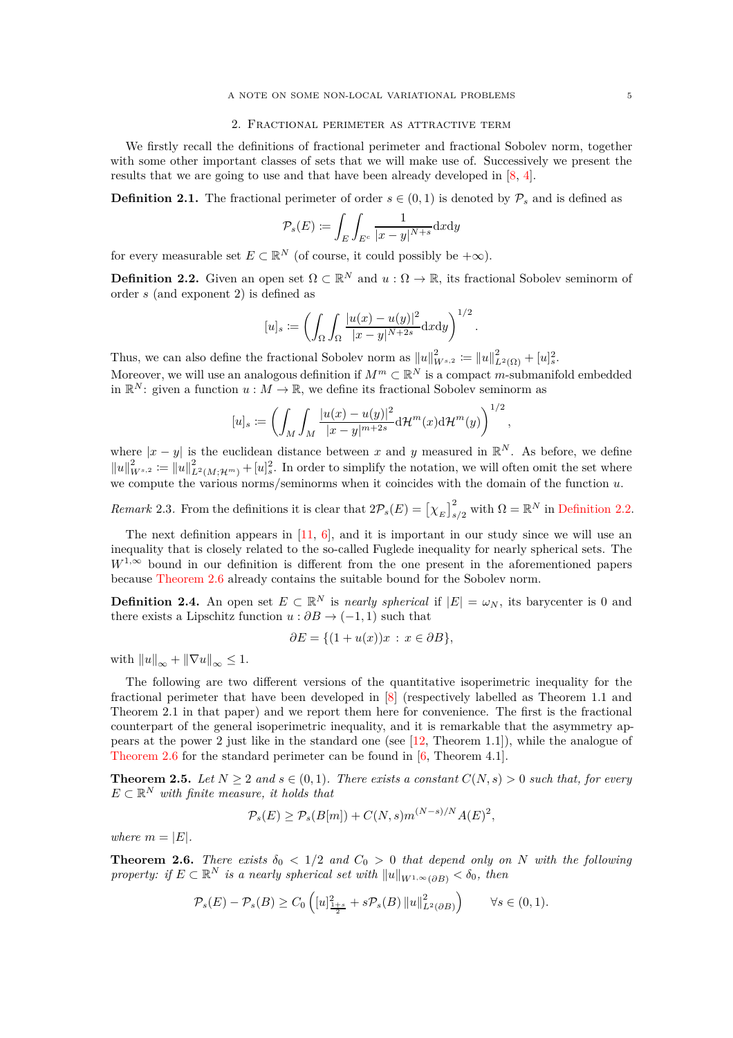## 2. Fractional perimeter as attractive term

We firstly recall the definitions of fractional perimeter and fractional Sobolev norm, together with some other important classes of sets that we will make use of. Successively we present the results that we are going to use and that have been already developed in [8, 4].

**Definition 2.1.** The fractional perimeter of order $s \in (0,1)$ is denoted by $\mathcal{P}_s$ and is defined as

$$\mathcal{P}_s(E) \coloneqq \int_E \int_{E^c} \frac{1}{|x-y|^{N+s}} \mathrm{d}x \mathrm{d}y$$

for every measurable set $E \subset \mathbb{R}^N$ (of course, it could possibly be $+\infty$).

**Definition 2.2.** Given an open set $\Omega \subset \mathbb{R}^N$ and $u : \Omega \to \mathbb{R}$, its fractional Sobolev seminorm of order $s$ (and exponent 2) is defined as

$$[u]_s \coloneqq \left( \int_\Omega \int_\Omega \frac{|u(x)-u(y)|^2}{|x-y|^{N+2s}} \mathrm{d}x \mathrm{d}y \right)^{1/2}.$$

Thus, we can also define the fractional Sobolev norm as $\|u\|^2_{W^{s,2}} \coloneqq \|u\|^2_{L^2(\Omega)} + [u]^2_s$.
Moreover, we will use an analogous definition if $M^m \subset \mathbb{R}^N$ is a compact $m$-submanifold embedded in $\mathbb{R}^N$: given a function $u : M \to \mathbb{R}$, we define its fractional Sobolev seminorm as

$$[u]_s \coloneqq \left( \int_M \int_M \frac{|u(x)-u(y)|^2}{|x-y|^{m+2s}} \mathrm{d}\mathcal{H}^m(x) \mathrm{d}\mathcal{H}^m(y) \right)^{1/2},$$

where $|x-y|$ is the euclidean distance between $x$ and $y$ measured in $\mathbb{R}^N$. As before, we define $\|u\|^2_{W^{s,2}} \coloneqq \|u\|^2_{L^2(M;\mathcal{H}^m)} + [u]^2_s$. In order to simplify the notation, we will often omit the set where we compute the various norms/seminorms when it coincides with the domain of the function $u$.

*Remark* 2.3. From the definitions it is clear that $2\mathcal{P}_s(E) = \left[\chi_E\right]^2_{s/2}$ with $\Omega = \mathbb{R}^N$ in Definition 2.2.

The next definition appears in [11, 6], and it is important in our study since we will use an inequality that is closely related to the so-called Fuglede inequality for nearly spherical sets. The $W^{1,\infty}$ bound in our definition is different from the one present in the aforementioned papers because Theorem 2.6 already contains the suitable bound for the Sobolev norm.

**Definition 2.4.** An open set $E \subset \mathbb{R}^N$ is *nearly spherical* if $|E| = \omega_N$, its barycenter is 0 and there exists a Lipschitz function $u : \partial B \to (-1,1)$ such that

$$\partial E = \{(1+u(x))x \,:\, x \in \partial B\},$$

with $\|u\|_\infty + \|\nabla u\|_\infty \leq 1$.

The following are two different versions of the quantitative isoperimetric inequality for the fractional perimeter that have been developed in [8] (respectively labelled as Theorem 1.1 and Theorem 2.1 in that paper) and we report them here for convenience. The first is the fractional counterpart of the general isoperimetric inequality, and it is remarkable that the asymmetry appears at the power 2 just like in the standard one (see [12, Theorem 1.1]), while the analogue of Theorem 2.6 for the standard perimeter can be found in [6, Theorem 4.1].

**Theorem 2.5.** *Let $N \geq 2$ and $s \in (0,1)$. There exists a constant $C(N,s) > 0$ such that, for every $E \subset \mathbb{R}^N$ with finite measure, it holds that*

$$\mathcal{P}_s(E) \geq \mathcal{P}_s(B[m]) + C(N,s) m^{(N-s)/N} A(E)^2,$$

*where $m = |E|$.*

**Theorem 2.6.** *There exists $\delta_0 < 1/2$ and $C_0 > 0$ that depend only on $N$ with the following property: if $E \subset \mathbb{R}^N$ is a nearly spherical set with $\|u\|_{W^{1,\infty}(\partial B)} < \delta_0$, then*

$$\mathcal{P}_s(E) - \mathcal{P}_s(B) \geq C_0 \left( [u]^2_{\frac{1+s}{2}} + s\mathcal{P}_s(B) \|u\|^2_{L^2(\partial B)} \right) \qquad \forall s \in (0,1).$$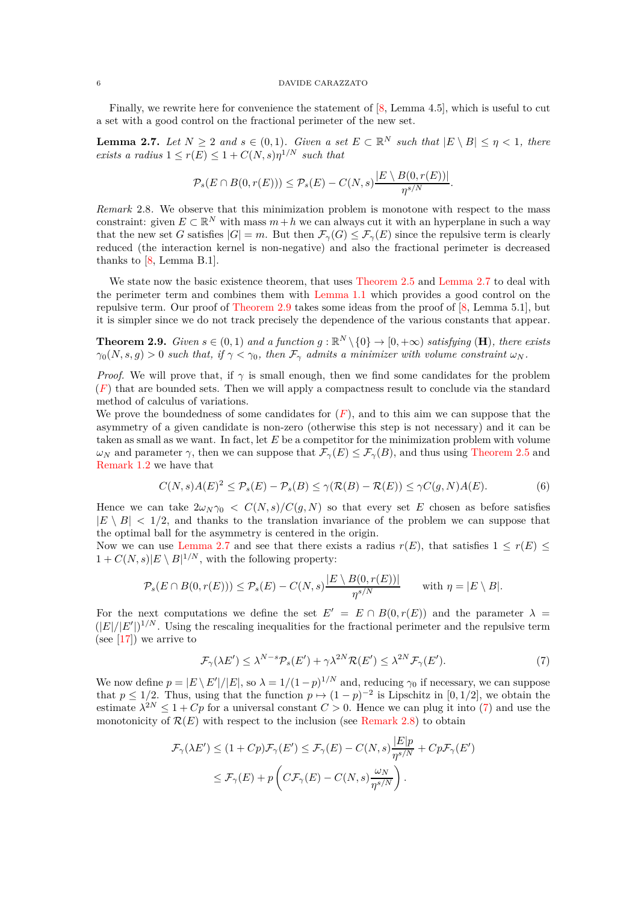Finally, we rewrite here for convenience the statement of [8, Lemma 4.5], which is useful to cut a set with a good control on the fractional perimeter of the new set.

**Lemma 2.7.** *Let $N \geq 2$ and $s \in (0,1)$. Given a set $E \subset \mathbb{R}^N$ such that $|E \setminus B| \leq \eta < 1$, there exists a radius $1 \leq r(E) \leq 1 + C(N,s)\eta^{1/N}$ such that*

$$\mathcal{P}_s(E \cap B(0,r(E))) \leq \mathcal{P}_s(E) - C(N,s)\frac{|E \setminus B(0,r(E))|}{\eta^{s/N}}.$$

*Remark* 2.8. We observe that this minimization problem is monotone with respect to the mass constraint: given $E \subset \mathbb{R}^N$ with mass $m+h$ we can always cut it with an hyperplane in such a way that the new set $G$ satisfies $|G| = m$. But then $\mathcal{F}_\gamma(G) \leq \mathcal{F}_\gamma(E)$ since the repulsive term is clearly reduced (the interaction kernel is non-negative) and also the fractional perimeter is decreased thanks to [8, Lemma B.1].

We state now the basic existence theorem, that uses Theorem 2.5 and Lemma 2.7 to deal with the perimeter term and combines them with Lemma 1.1 which provides a good control on the repulsive term. Our proof of Theorem 2.9 takes some ideas from the proof of [8, Lemma 5.1], but it is simpler since we do not track precisely the dependence of the various constants that appear.

**Theorem 2.9.** *Given $s \in (0,1)$ and a function $g : \mathbb{R}^N \setminus \{0\} \to [0,+\infty)$ satisfying* (**H**)*, there exists $\gamma_0(N,s,g) > 0$ such that, if $\gamma < \gamma_0$, then $\mathcal{F}_\gamma$ admits a minimizer with volume constraint $\omega_N$.*

*Proof.* We will prove that, if $\gamma$ is small enough, then we find some candidates for the problem ($F$) that are bounded sets. Then we will apply a compactness result to conclude via the standard method of calculus of variations.
We prove the boundedness of some candidates for ($F$), and to this aim we can suppose that the asymmetry of a given candidate is non-zero (otherwise this step is not necessary) and it can be taken as small as we want. In fact, let $E$ be a competitor for the minimization problem with volume $\omega_N$ and parameter $\gamma$, then we can suppose that $\mathcal{F}_\gamma(E) \leq \mathcal{F}_\gamma(B)$, and thus using Theorem 2.5 and Remark 1.2 we have that

$$C(N,s)A(E)^2 \leq \mathcal{P}_s(E) - \mathcal{P}_s(B) \leq \gamma(\mathcal{R}(B) - \mathcal{R}(E)) \leq \gamma C(g,N)A(E). \tag{6}$$

Hence we can take $2\omega_N\gamma_0 < C(N,s)/C(g,N)$ so that every set $E$ chosen as before satisfies $|E \setminus B| < 1/2$, and thanks to the translation invariance of the problem we can suppose that the optimal ball for the asymmetry is centered in the origin.
Now we can use Lemma 2.7 and see that there exists a radius $r(E)$, that satisfies $1 \leq r(E) \leq 1 + C(N,s)|E \setminus B|^{1/N}$, with the following property:

$$\mathcal{P}_s(E \cap B(0,r(E))) \leq \mathcal{P}_s(E) - C(N,s)\frac{|E \setminus B(0,r(E))|}{\eta^{s/N}} \qquad \text{with } \eta = |E \setminus B|.$$

For the next computations we define the set $E' = E \cap B(0,r(E))$ and the parameter $\lambda = (|E|/|E'|)^{1/N}$. Using the rescaling inequalities for the fractional perimeter and the repulsive term (see [17]) we arrive to

$$\mathcal{F}_\gamma(\lambda E') \leq \lambda^{N-s}\mathcal{P}_s(E') + \gamma\lambda^{2N}\mathcal{R}(E') \leq \lambda^{2N}\mathcal{F}_\gamma(E'). \tag{7}$$

We now define $p = |E \setminus E'|/|E|$, so $\lambda = 1/(1-p)^{1/N}$ and, reducing $\gamma_0$ if necessary, we can suppose that $p \leq 1/2$. Thus, using that the function $p \mapsto (1-p)^{-2}$ is Lipschitz in $[0,1/2]$, we obtain the estimate $\lambda^{2N} \leq 1 + Cp$ for a universal constant $C > 0$. Hence we can plug it into (7) and use the monotonicity of $\mathcal{R}(E)$ with respect to the inclusion (see Remark 2.8) to obtain

$$\begin{aligned}
\mathcal{F}_\gamma(\lambda E') &\leq (1+Cp)\mathcal{F}_\gamma(E') \leq \mathcal{F}_\gamma(E) - C(N,s)\frac{|E|p}{\eta^{s/N}} + Cp\mathcal{F}_\gamma(E') \\
&\leq \mathcal{F}_\gamma(E) + p\left(C\mathcal{F}_\gamma(E) - C(N,s)\frac{\omega_N}{\eta^{s/N}}\right).
\end{aligned}$$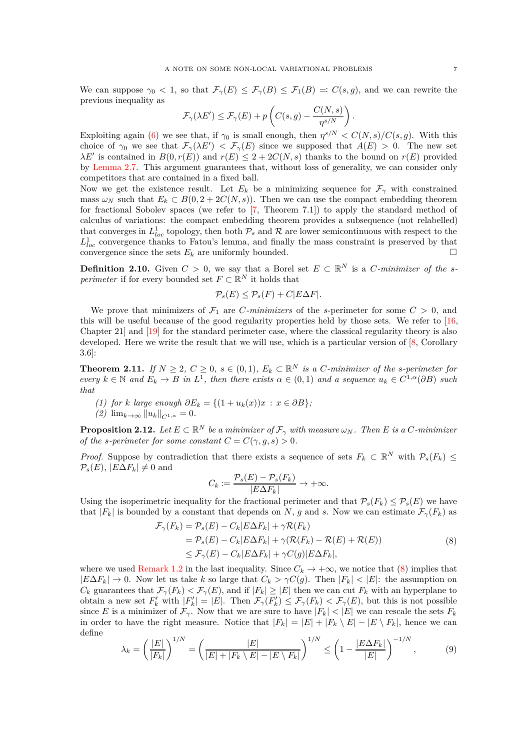We can suppose $\gamma_0 < 1$, so that $\mathcal{F}_\gamma(E) \le \mathcal{F}_\gamma(B) \le \mathcal{F}_1(B) =: C(s,g)$, and we can rewrite the previous inequality as

$$\mathcal{F}_\gamma(\lambda E') \le \mathcal{F}_\gamma(E) + p\left(C(s,g) - \frac{C(N,s)}{\eta^{s/N}}\right).$$

Exploiting again (6) we see that, if $\gamma_0$ is small enough, then $\eta^{s/N} < C(N,s)/C(s,g)$. With this choice of $\gamma_0$ we see that $\mathcal{F}_\gamma(\lambda E') < \mathcal{F}_\gamma(E)$ since we supposed that $A(E) > 0$. The new set $\lambda E'$ is contained in $B(0, r(E))$ and $r(E) \le 2 + 2C(N,s)$ thanks to the bound on $r(E)$ provided by Lemma 2.7. This argument guarantees that, without loss of generality, we can consider only competitors that are contained in a fixed ball.
Now we get the existence result. Let $E_k$ be a minimizing sequence for $\mathcal{F}_\gamma$ with constrained mass $\omega_N$ such that $E_k \subset B(0, 2+2C(N,s))$. Then we can use the compact embedding theorem for fractional Sobolev spaces (we refer to [7, Theorem 7.1]) to apply the standard method of calculus of variations: the compact embedding theorem provides a subsequence (not relabelled) that converges in $L^1_{loc}$ topology, then both $\mathcal{P}_s$ and $\mathcal{R}$ are lower semicontinuous with respect to the $L^1_{loc}$ convergence thanks to Fatou's lemma, and finally the mass constraint is preserved by that convergence since the sets $E_k$ are uniformly bounded. □

**Definition 2.10.** Given $C > 0$, we say that a Borel set $E \subset \mathbb{R}^N$ is a *$C$-minimizer of the $s$-perimeter* if for every bounded set $F \subset \mathbb{R}^N$ it holds that

$$\mathcal{P}_s(E) \le \mathcal{P}_s(F) + C|E\Delta F|.$$

We prove that minimizers of $\mathcal{F}_1$ are *$C$-minimizers* of the $s$-perimeter for some $C > 0$, and this will be useful because of the good regularity properties held by those sets. We refer to [16, Chapter 21] and [19] for the standard perimeter case, where the classical regularity theory is also developed. Here we write the result that we will use, which is a particular version of [8, Corollary 3.6]:

**Theorem 2.11.** *If $N \ge 2$, $C \ge 0$, $s \in (0,1)$, $E_k \subset \mathbb{R}^N$ is a $C$-minimizer of the $s$-perimeter for every $k \in \mathbb{N}$ and $E_k \to B$ in $L^1$, then there exists $\alpha \in (0,1)$ and a sequence $u_k \in C^{1,\alpha}(\partial B)$ such that*

*(1) for $k$ large enough $\partial E_k = \{(1+u_k(x))x : x \in \partial B\}$;*
*(2) $\lim_{k\to\infty} \|u_k\|_{C^{1,\alpha}} = 0$.*

**Proposition 2.12.** *Let $E \subset \mathbb{R}^N$ be a minimizer of $\mathcal{F}_\gamma$ with measure $\omega_N$. Then $E$ is a $C$-minimizer of the $s$-perimeter for some constant $C = C(\gamma, g, s) > 0$.*

*Proof.* Suppose by contradiction that there exists a sequence of sets $F_k \subset \mathbb{R}^N$ with $\mathcal{P}_s(F_k) \le \mathcal{P}_s(E)$, $|E\Delta F_k| \ne 0$ and

$$C_k := \frac{\mathcal{P}_s(E) - \mathcal{P}_s(F_k)}{|E\Delta F_k|} \to +\infty.$$

Using the isoperimetric inequality for the fractional perimeter and that $\mathcal{P}_s(F_k) \le \mathcal{P}_s(E)$ we have that $|F_k|$ is bounded by a constant that depends on $N$, $g$ and $s$. Now we can estimate $\mathcal{F}_\gamma(F_k)$ as

$$\begin{aligned}
\mathcal{F}_\gamma(F_k) &= \mathcal{P}_s(E) - C_k|E\Delta F_k| + \gamma\mathcal{R}(F_k) \\
&= \mathcal{P}_s(E) - C_k|E\Delta F_k| + \gamma(\mathcal{R}(F_k) - \mathcal{R}(E) + \mathcal{R}(E)) \\
&\le \mathcal{F}_\gamma(E) - C_k|E\Delta F_k| + \gamma C(g)|E\Delta F_k|,
\end{aligned} \tag{8}$$

where we used Remark 1.2 in the last inequality. Since $C_k \to +\infty$, we notice that (8) implies that $|E\Delta F_k| \to 0$. Now let us take $k$ so large that $C_k > \gamma C(g)$. Then $|F_k| < |E|$: the assumption on $C_k$ guarantees that $\mathcal{F}_\gamma(F_k) < \mathcal{F}_\gamma(E)$, and if $|F_k| \ge |E|$ then we can cut $F_k$ with an hyperplane to obtain a new set $F_k'$ with $|F_k'| = |E|$. Then $\mathcal{F}_\gamma(F_k') \le \mathcal{F}_\gamma(F_k) < \mathcal{F}_\gamma(E)$, but this is not possible since $E$ is a minimizer of $\mathcal{F}_\gamma$. Now that we are sure to have $|F_k| < |E|$ we can rescale the sets $F_k$ in order to have the right measure. Notice that $|F_k| = |E| + |F_k \setminus E| - |E \setminus F_k|$, hence we can define

$$\lambda_k = \left(\frac{|E|}{|F_k|}\right)^{1/N} = \left(\frac{|E|}{|E| + |F_k\setminus E| - |E\setminus F_k|}\right)^{1/N} \le \left(1 - \frac{|E\Delta F_k|}{|E|}\right)^{-1/N}, \tag{9}$$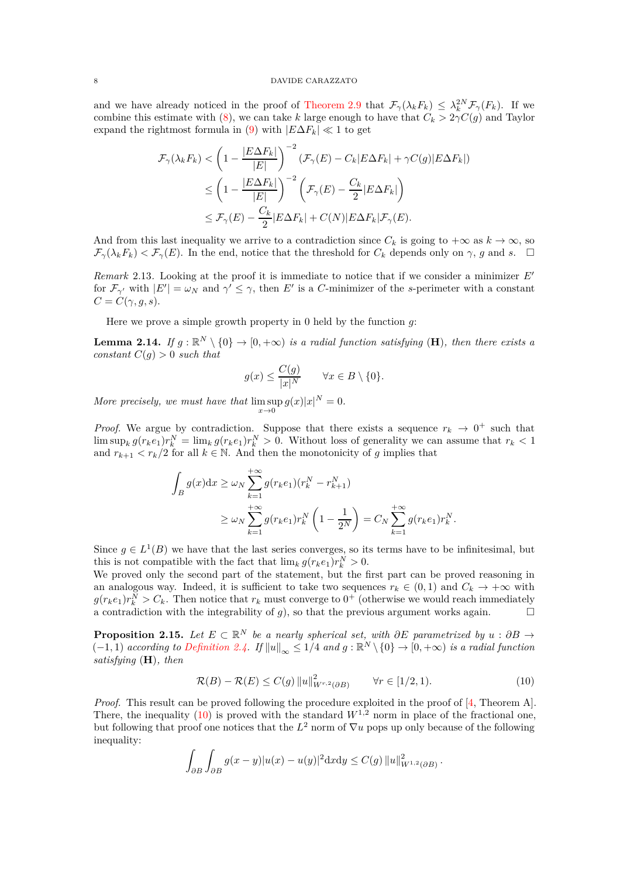and we have already noticed in the proof of Theorem 2.9 that $\mathcal{F}_\gamma(\lambda_k F_k) \le \lambda_k^{2N}\mathcal{F}_\gamma(F_k)$. If we combine this estimate with (8), we can take $k$ large enough to have that $C_k > 2\gamma C(g)$ and Taylor expand the rightmost formula in (9) with $|E\Delta F_k| \ll 1$ to get

$$
\begin{aligned}
\mathcal{F}_\gamma(\lambda_k F_k) &< \left(1 - \frac{|E\Delta F_k|}{|E|}\right)^{-2} \left(\mathcal{F}_\gamma(E) - C_k|E\Delta F_k| + \gamma C(g)|E\Delta F_k|\right) \\
&\le \left(1 - \frac{|E\Delta F_k|}{|E|}\right)^{-2} \left(\mathcal{F}_\gamma(E) - \frac{C_k}{2}|E\Delta F_k|\right) \\
&\le \mathcal{F}_\gamma(E) - \frac{C_k}{2}|E\Delta F_k| + C(N)|E\Delta F_k|\mathcal{F}_\gamma(E).
\end{aligned}
$$

And from this last inequality we arrive to a contradiction since $C_k$ is going to $+\infty$ as $k \to \infty$, so $\mathcal{F}_\gamma(\lambda_k F_k) < \mathcal{F}_\gamma(E)$. In the end, notice that the threshold for $C_k$ depends only on $\gamma$, $g$ and $s$. $\square$

*Remark* 2.13. Looking at the proof it is immediate to notice that if we consider a minimizer $E'$ for $\mathcal{F}_{\gamma'}$ with $|E'| = \omega_N$ and $\gamma' \le \gamma$, then $E'$ is a $C$-minimizer of the $s$-perimeter with a constant $C = C(\gamma, g, s)$.

Here we prove a simple growth property in 0 held by the function $g$:

**Lemma 2.14.** *If $g : \mathbb{R}^N \setminus \{0\} \to [0, +\infty)$ is a radial function satisfying* (**H**)*, then there exists a constant $C(g) > 0$ such that*

$$
g(x) \le \frac{C(g)}{|x|^N} \qquad \forall x \in B \setminus \{0\}.
$$

*More precisely, we must have that $\limsup_{x\to 0} g(x)|x|^N = 0$.*

*Proof.* We argue by contradiction. Suppose that there exists a sequence $r_k \to 0^+$ such that $\limsup_k g(r_k e_1) r_k^N = \lim_k g(r_k e_1) r_k^N > 0$. Without loss of generality we can assume that $r_k < 1$ and $r_{k+1} < r_k/2$ for all $k \in \mathbb{N}$. And then the monotonicity of $g$ implies that

$$
\begin{aligned}
\int_B g(x)\mathrm{d}x &\ge \omega_N \sum_{k=1}^{+\infty} g(r_k e_1)(r_k^N - r_{k+1}^N) \\
&\ge \omega_N \sum_{k=1}^{+\infty} g(r_k e_1) r_k^N \left(1 - \frac{1}{2^N}\right) = C_N \sum_{k=1}^{+\infty} g(r_k e_1) r_k^N.
\end{aligned}
$$

Since $g \in L^1(B)$ we have that the last series converges, so its terms have to be infinitesimal, but this is not compatible with the fact that $\lim_k g(r_k e_1) r_k^N > 0$.
We proved only the second part of the statement, but the first part can be proved reasoning in an analogous way. Indeed, it is sufficient to take two sequences $r_k \in (0,1)$ and $C_k \to +\infty$ with $g(r_k e_1) r_k^N > C_k$. Then notice that $r_k$ must converge to $0^+$ (otherwise we would reach immediately a contradiction with the integrability of $g$), so that the previous argument works again. $\square$

**Proposition 2.15.** *Let $E \subset \mathbb{R}^N$ be a nearly spherical set, with $\partial E$ parametrized by $u : \partial B \to (-1, 1)$ according to Definition 2.4. If $\|u\|_\infty \le 1/4$ and $g : \mathbb{R}^N \setminus \{0\} \to [0, +\infty)$ is a radial function satisfying* (**H**)*, then*

$$
\mathcal{R}(B) - \mathcal{R}(E) \le C(g) \|u\|^2_{W^{r,2}(\partial B)} \qquad \forall r \in [1/2, 1). \tag{10}
$$

*Proof.* This result can be proved following the procedure exploited in the proof of [4, Theorem A]. There, the inequality (10) is proved with the standard $W^{1,2}$ norm in place of the fractional one, but following that proof one notices that the $L^2$ norm of $\nabla u$ pops up only because of the following inequality:

$$
\int_{\partial B}\int_{\partial B} g(x-y)|u(x) - u(y)|^2 \mathrm{d}x\mathrm{d}y \le C(g) \|u\|^2_{W^{1,2}(\partial B)}.
$$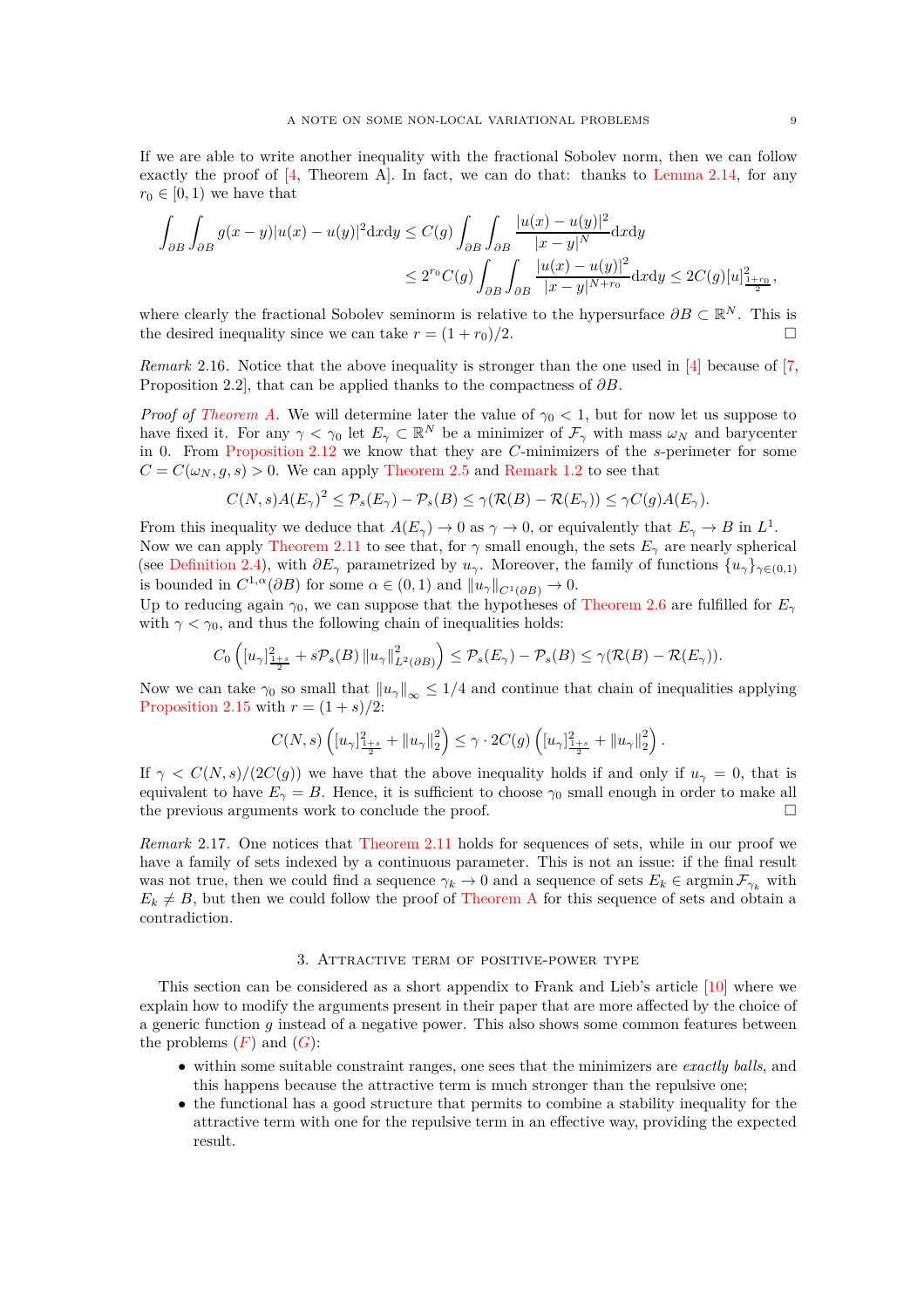If we are able to write another inequality with the fractional Sobolev norm, then we can follow exactly the proof of [4, Theorem A]. In fact, we can do that: thanks to Lemma 2.14, for any $r_0 \in [0,1)$ we have that

$$\int_{\partial B}\int_{\partial B} g(x-y)|u(x)-u(y)|^2 \mathrm{d}x\mathrm{d}y \leq C(g)\int_{\partial B}\int_{\partial B} \frac{|u(x)-u(y)|^2}{|x-y|^N}\mathrm{d}x\mathrm{d}y$$
$$\leq 2^{r_0} C(g)\int_{\partial B}\int_{\partial B} \frac{|u(x)-u(y)|^2}{|x-y|^{N+r_0}}\mathrm{d}x\mathrm{d}y \leq 2C(g)[u]^2_{\frac{1+r_0}{2}},$$

where clearly the fractional Sobolev seminorm is relative to the hypersurface $\partial B \subset \mathbb{R}^N$. This is the desired inequality since we can take $r = (1+r_0)/2$. □

*Remark* 2.16. Notice that the above inequality is stronger than the one used in [4] because of [7, Proposition 2.2], that can be applied thanks to the compactness of $\partial B$.

*Proof of Theorem A.* We will determine later the value of $\gamma_0 < 1$, but for now let us suppose to have fixed it. For any $\gamma < \gamma_0$ let $E_\gamma \subset \mathbb{R}^N$ be a minimizer of $\mathcal{F}_\gamma$ with mass $\omega_N$ and barycenter in 0. From Proposition 2.12 we know that they are $C$-minimizers of the $s$-perimeter for some $C = C(\omega_N, g, s) > 0$. We can apply Theorem 2.5 and Remark 1.2 to see that

$$C(N,s)A(E_\gamma)^2 \leq \mathcal{P}_s(E_\gamma) - \mathcal{P}_s(B) \leq \gamma(\mathcal{R}(B) - \mathcal{R}(E_\gamma)) \leq \gamma C(g)A(E_\gamma).$$

From this inequality we deduce that $A(E_\gamma) \to 0$ as $\gamma \to 0$, or equivalently that $E_\gamma \to B$ in $L^1$. Now we can apply Theorem 2.11 to see that, for $\gamma$ small enough, the sets $E_\gamma$ are nearly spherical (see Definition 2.4), with $\partial E_\gamma$ parametrized by $u_\gamma$. Moreover, the family of functions $\{u_\gamma\}_{\gamma\in(0,1)}$ is bounded in $C^{1,\alpha}(\partial B)$ for some $\alpha \in (0,1)$ and $\|u_\gamma\|_{C^1(\partial B)} \to 0$.
Up to reducing again $\gamma_0$, we can suppose that the hypotheses of Theorem 2.6 are fulfilled for $E_\gamma$ with $\gamma < \gamma_0$, and thus the following chain of inequalities holds:

$$C_0\left([u_\gamma]^2_{\frac{1+s}{2}} + s\mathcal{P}_s(B)\|u_\gamma\|^2_{L^2(\partial B)}\right) \leq \mathcal{P}_s(E_\gamma) - \mathcal{P}_s(B) \leq \gamma(\mathcal{R}(B) - \mathcal{R}(E_\gamma)).$$

Now we can take $\gamma_0$ so small that $\|u_\gamma\|_\infty \leq 1/4$ and continue that chain of inequalities applying Proposition 2.15 with $r = (1+s)/2$:

$$C(N,s)\left([u_\gamma]^2_{\frac{1+s}{2}} + \|u_\gamma\|_2^2\right) \leq \gamma \cdot 2C(g)\left([u_\gamma]^2_{\frac{1+s}{2}} + \|u_\gamma\|_2^2\right).$$

If $\gamma < C(N,s)/(2C(g))$ we have that the above inequality holds if and only if $u_\gamma = 0$, that is equivalent to have $E_\gamma = B$. Hence, it is sufficient to choose $\gamma_0$ small enough in order to make all the previous arguments work to conclude the proof. □

*Remark* 2.17. One notices that Theorem 2.11 holds for sequences of sets, while in our proof we have a family of sets indexed by a continuous parameter. This is not an issue: if the final result was not true, then we could find a sequence $\gamma_k \to 0$ and a sequence of sets $E_k \in \operatorname{argmin} \mathcal{F}_{\gamma_k}$ with $E_k \neq B$, but then we could follow the proof of Theorem A for this sequence of sets and obtain a contradiction.

## 3. Attractive term of positive-power type

This section can be considered as a short appendix to Frank and Lieb's article [10] where we explain how to modify the arguments present in their paper that are more affected by the choice of a generic function $g$ instead of a negative power. This also shows some common features between the problems ($F$) and ($G$):

- within some suitable constraint ranges, one sees that the minimizers are *exactly balls*, and this happens because the attractive term is much stronger than the repulsive one;
- the functional has a good structure that permits to combine a stability inequality for the attractive term with one for the repulsive term in an effective way, providing the expected result.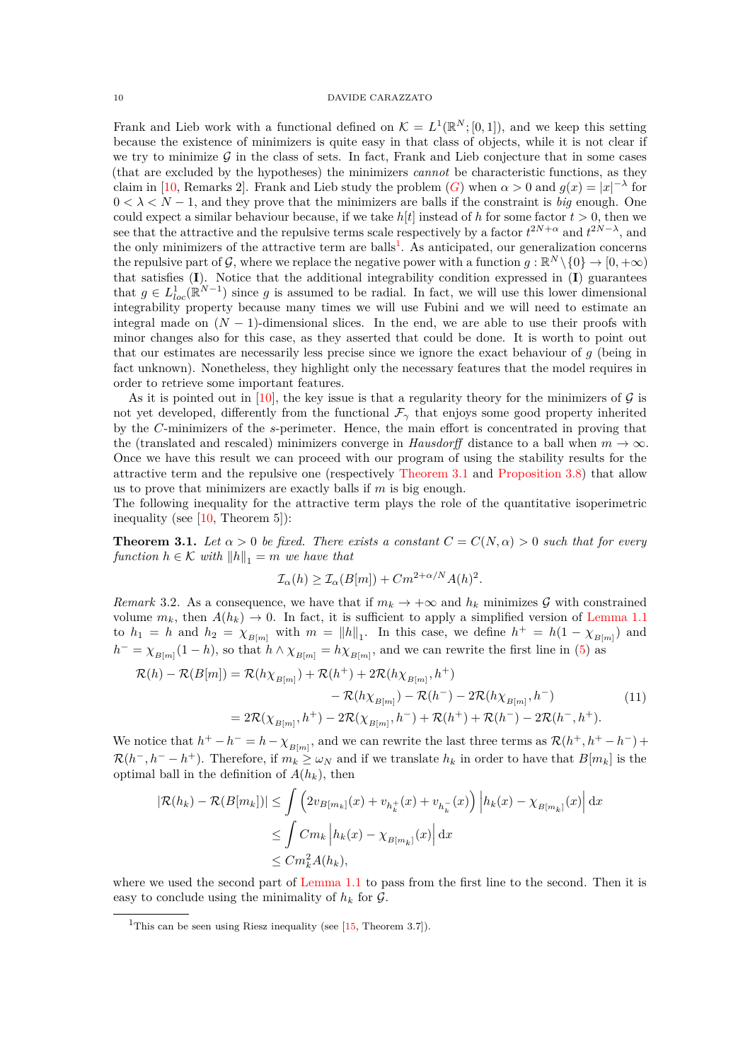Frank and Lieb work with a functional defined on $\mathcal{K} = L^1(\mathbb{R}^N;[0,1])$, and we keep this setting because the existence of minimizers is quite easy in that class of objects, while it is not clear if we try to minimize $\mathcal{G}$ in the class of sets. In fact, Frank and Lieb conjecture that in some cases (that are excluded by the hypotheses) the minimizers *cannot* be characteristic functions, as they claim in [10, Remarks 2]. Frank and Lieb study the problem ($G$) when $\alpha > 0$ and $g(x) = |x|^{-\lambda}$ for $0 < \lambda < N-1$, and they prove that the minimizers are balls if the constraint is *big* enough. One could expect a similar behaviour because, if we take $h[t]$ instead of $h$ for some factor $t > 0$, then we see that the attractive and the repulsive terms scale respectively by a factor $t^{2N+\alpha}$ and $t^{2N-\lambda}$, and the only minimizers of the attractive term are balls[1]. As anticipated, our generalization concerns the repulsive part of $\mathcal{G}$, where we replace the negative power with a function $g : \mathbb{R}^N \setminus \{0\} \to [0,+\infty)$ that satisfies (**I**). Notice that the additional integrability condition expressed in (**I**) guarantees that $g \in L^1_{loc}(\mathbb{R}^{N-1})$ since $g$ is assumed to be radial. In fact, we will use this lower dimensional integrability property because many times we will use Fubini and we will need to estimate an integral made on $(N-1)$-dimensional slices. In the end, we are able to use their proofs with minor changes also for this case, as they asserted that could be done. It is worth to point out that our estimates are necessarily less precise since we ignore the exact behaviour of $g$ (being in fact unknown). Nonetheless, they highlight only the necessary features that the model requires in order to retrieve some important features.

As it is pointed out in [10], the key issue is that a regularity theory for the minimizers of $\mathcal{G}$ is not yet developed, differently from the functional $\mathcal{F}_\gamma$ that enjoys some good property inherited by the $C$-minimizers of the $s$-perimeter. Hence, the main effort is concentrated in proving that the (translated and rescaled) minimizers converge in *Hausdorff* distance to a ball when $m \to \infty$. Once we have this result we can proceed with our program of using the stability results for the attractive term and the repulsive one (respectively Theorem 3.1 and Proposition 3.8) that allow us to prove that minimizers are exactly balls if $m$ is big enough.

The following inequality for the attractive term plays the role of the quantitative isoperimetric inequality (see [10, Theorem 5]):

**Theorem 3.1.** *Let $\alpha > 0$ be fixed. There exists a constant $C = C(N,\alpha) > 0$ such that for every function $h \in \mathcal{K}$ with $\|h\|_1 = m$ we have that*

$$\mathcal{I}_\alpha(h) \geq \mathcal{I}_\alpha(B[m]) + Cm^{2+\alpha/N}A(h)^2.$$

*Remark* 3.2. As a consequence, we have that if $m_k \to +\infty$ and $h_k$ minimizes $\mathcal{G}$ with constrained volume $m_k$, then $A(h_k) \to 0$. In fact, it is sufficient to apply a simplified version of Lemma 1.1 to $h_1 = h$ and $h_2 = \chi_{B[m]}$ with $m = \|h\|_1$. In this case, we define $h^+ = h(1-\chi_{B[m]})$ and $h^- = \chi_{B[m]}(1-h)$, so that $h \wedge \chi_{B[m]} = h\chi_{B[m]}$, and we can rewrite the first line in (5) as

$$\begin{aligned}
\mathcal{R}(h) - \mathcal{R}(B[m]) &= \mathcal{R}(h\chi_{B[m]}) + \mathcal{R}(h^+) + 2\mathcal{R}(h\chi_{B[m]}, h^+) \\
&\qquad - \mathcal{R}(h\chi_{B[m]}) - \mathcal{R}(h^-) - 2\mathcal{R}(h\chi_{B[m]}, h^-) \\
&= 2\mathcal{R}(\chi_{B[m]}, h^+) - 2\mathcal{R}(\chi_{B[m]}, h^-) + \mathcal{R}(h^+) + \mathcal{R}(h^-) - 2\mathcal{R}(h^-, h^+).
\end{aligned} \tag{11}$$

We notice that $h^+ - h^- = h - \chi_{B[m]}$, and we can rewrite the last three terms as $\mathcal{R}(h^+, h^+ - h^-) + \mathcal{R}(h^-, h^- - h^+)$. Therefore, if $m_k \geq \omega_N$ and if we translate $h_k$ in order to have that $B[m_k]$ is the optimal ball in the definition of $A(h_k)$, then

$$\begin{aligned}
|\mathcal{R}(h_k) - \mathcal{R}(B[m_k])| &\leq \int \left(2v_{B[m_k]}(x) + v_{h_k^+}(x) + v_{h_k^-}(x)\right)\left|h_k(x) - \chi_{B[m_k]}(x)\right| \mathrm{d}x \\
&\leq \int Cm_k \left|h_k(x) - \chi_{B[m_k]}(x)\right| \mathrm{d}x \\
&\leq Cm_k^2 A(h_k),
\end{aligned}$$

where we used the second part of Lemma 1.1 to pass from the first line to the second. Then it is easy to conclude using the minimality of $h_k$ for $\mathcal{G}$.

[1] This can be seen using Riesz inequality (see [15, Theorem 3.7]).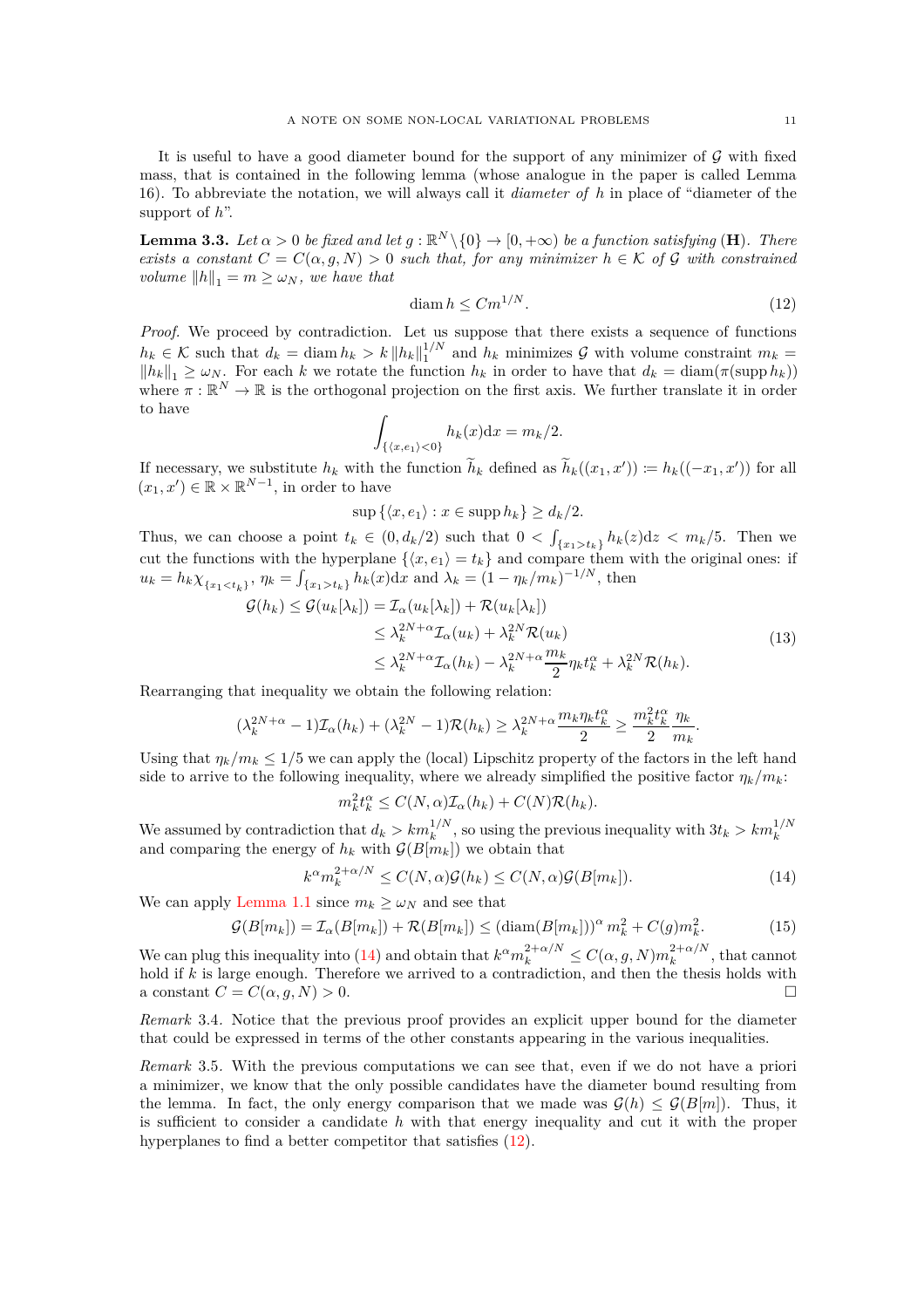It is useful to have a good diameter bound for the support of any minimizer of $\mathcal{G}$ with fixed mass, that is contained in the following lemma (whose analogue in the paper is called Lemma 16). To abbreviate the notation, we will always call it *diameter of* $h$ in place of "diameter of the support of $h$".

**Lemma 3.3.** *Let $\alpha > 0$ be fixed and let $g : \mathbb{R}^N \setminus \{0\} \to [0, +\infty)$ be a function satisfying* (**H**)*. There exists a constant $C = C(\alpha, g, N) > 0$ such that, for any minimizer $h \in \mathcal{K}$ of $\mathcal{G}$ with constrained volume $\|h\|_1 = m \geq \omega_N$, we have that*

$$\operatorname{diam} h \leq C m^{1/N}. \tag{12}$$

*Proof.* We proceed by contradiction. Let us suppose that there exists a sequence of functions $h_k \in \mathcal{K}$ such that $d_k = \operatorname{diam} h_k > k \|h_k\|_1^{1/N}$ and $h_k$ minimizes $\mathcal{G}$ with volume constraint $m_k = \|h_k\|_1 \geq \omega_N$. For each $k$ we rotate the function $h_k$ in order to have that $d_k = \operatorname{diam}(\pi(\operatorname{supp} h_k))$ where $\pi : \mathbb{R}^N \to \mathbb{R}$ is the orthogonal projection on the first axis. We further translate it in order to have

$$\int_{\{\langle x, e_1 \rangle < 0\}} h_k(x) \mathrm{d}x = m_k/2.$$

If necessary, we substitute $h_k$ with the function $\widetilde{h}_k$ defined as $\widetilde{h}_k((x_1, x')) \coloneqq h_k((-x_1, x'))$ for all $(x_1, x') \in \mathbb{R} \times \mathbb{R}^{N-1}$, in order to have

$$\sup \{\langle x, e_1 \rangle : x \in \operatorname{supp} h_k\} \geq d_k/2.$$

Thus, we can choose a point $t_k \in (0, d_k/2)$ such that $0 < \int_{\{x_1 > t_k\}} h_k(z) \mathrm{d}z < m_k/5$. Then we cut the functions with the hyperplane $\{\langle x, e_1 \rangle = t_k\}$ and compare them with the original ones: if $u_k = h_k \chi_{\{x_1 < t_k\}}$, $\eta_k = \int_{\{x_1 > t_k\}} h_k(x) \mathrm{d}x$ and $\lambda_k = (1 - \eta_k/m_k)^{-1/N}$, then

$$\begin{aligned}
\mathcal{G}(h_k) \leq \mathcal{G}(u_k[\lambda_k]) &= \mathcal{I}_\alpha(u_k[\lambda_k]) + \mathcal{R}(u_k[\lambda_k]) \\
&\leq \lambda_k^{2N+\alpha} \mathcal{I}_\alpha(u_k) + \lambda_k^{2N} \mathcal{R}(u_k) \\
&\leq \lambda_k^{2N+\alpha} \mathcal{I}_\alpha(h_k) - \lambda_k^{2N+\alpha} \frac{m_k}{2} \eta_k t_k^\alpha + \lambda_k^{2N} \mathcal{R}(h_k).
\end{aligned} \tag{13}$$

Rearranging that inequality we obtain the following relation:

$$(\lambda_k^{2N+\alpha} - 1) \mathcal{I}_\alpha(h_k) + (\lambda_k^{2N} - 1) \mathcal{R}(h_k) \geq \lambda_k^{2N+\alpha} \frac{m_k \eta_k t_k^\alpha}{2} \geq \frac{m_k^2 t_k^\alpha}{2} \frac{\eta_k}{m_k}.$$

Using that $\eta_k/m_k \leq 1/5$ we can apply the (local) Lipschitz property of the factors in the left hand side to arrive to the following inequality, where we already simplified the positive factor $\eta_k/m_k$:

$$m_k^2 t_k^\alpha \leq C(N, \alpha) \mathcal{I}_\alpha(h_k) + C(N) \mathcal{R}(h_k).$$

We assumed by contradiction that $d_k > k m_k^{1/N}$, so using the previous inequality with $3t_k > k m_k^{1/N}$ and comparing the energy of $h_k$ with $\mathcal{G}(B[m_k])$ we obtain that

$$k^\alpha m_k^{2+\alpha/N} \leq C(N, \alpha) \mathcal{G}(h_k) \leq C(N, \alpha) \mathcal{G}(B[m_k]). \tag{14}$$

We can apply Lemma 1.1 since $m_k \geq \omega_N$ and see that

$$\mathcal{G}(B[m_k]) = \mathcal{I}_\alpha(B[m_k]) + \mathcal{R}(B[m_k]) \leq (\operatorname{diam}(B[m_k]))^\alpha m_k^2 + C(g) m_k^2. \tag{15}$$

We can plug this inequality into (14) and obtain that $k^\alpha m_k^{2+\alpha/N} \leq C(\alpha, g, N) m_k^{2+\alpha/N}$, that cannot hold if $k$ is large enough. Therefore we arrived to a contradiction, and then the thesis holds with a constant $C = C(\alpha, g, N) > 0$. $\square$

*Remark* 3.4. Notice that the previous proof provides an explicit upper bound for the diameter that could be expressed in terms of the other constants appearing in the various inequalities.

*Remark* 3.5. With the previous computations we can see that, even if we do not have a priori a minimizer, we know that the only possible candidates have the diameter bound resulting from the lemma. In fact, the only energy comparison that we made was $\mathcal{G}(h) \leq \mathcal{G}(B[m])$. Thus, it is sufficient to consider a candidate $h$ with that energy inequality and cut it with the proper hyperplanes to find a better competitor that satisfies (12).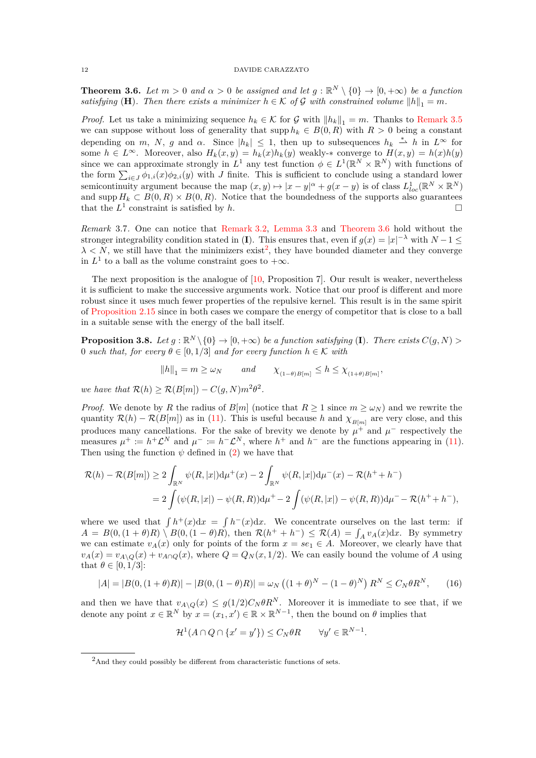**Theorem 3.6.** *Let $m > 0$ and $\alpha > 0$ be assigned and let $g : \mathbb{R}^N \setminus \{0\} \to [0, +\infty)$ be a function satisfying* (**H**). *Then there exists a minimizer $h \in \mathcal{K}$ of $\mathcal{G}$ with constrained volume $\|h\|_1 = m$.*

*Proof.* Let us take a minimizing sequence $h_k \in \mathcal{K}$ for $\mathcal{G}$ with $\|h_k\|_1 = m$. Thanks to Remark 3.5 we can suppose without loss of generality that $\operatorname{supp} h_k \in B(0,R)$ with $R > 0$ being a constant depending on $m$, $N$, $g$ and $\alpha$. Since $|h_k| \leq 1$, then up to subsequences $h_k \overset{*}{\rightharpoonup} h$ in $L^\infty$ for some $h \in L^\infty$. Moreover, also $H_k(x,y) = h_k(x)h_k(y)$ weakly-$*$ converge to $H(x,y) = h(x)h(y)$ since we can approximate strongly in $L^1$ any test function $\phi \in L^1(\mathbb{R}^N \times \mathbb{R}^N)$ with functions of the form $\sum_{i \in J} \phi_{1,i}(x)\phi_{2,i}(y)$ with $J$ finite. This is sufficient to conclude using a standard lower semicontinuity argument because the map $(x,y) \mapsto |x-y|^\alpha + g(x-y)$ is of class $L^1_{loc}(\mathbb{R}^N \times \mathbb{R}^N)$ and $\operatorname{supp} H_k \subset B(0,R) \times B(0,R)$. Notice that the boundedness of the supports also guarantees that the $L^1$ constraint is satisfied by $h$. $\square$

*Remark* 3.7. One can notice that Remark 3.2, Lemma 3.3 and Theorem 3.6 hold without the stronger integrability condition stated in (**I**). This ensures that, even if $g(x) = |x|^{-\lambda}$ with $N - 1 \leq \lambda < N$, we still have that the minimizers exist[2], they have bounded diameter and they converge in $L^1$ to a ball as the volume constraint goes to $+\infty$.

The next proposition is the analogue of [10, Proposition 7]. Our result is weaker, nevertheless it is sufficient to make the successive arguments work. Notice that our proof is different and more robust since it uses much fewer properties of the repulsive kernel. This result is in the same spirit of Proposition 2.15 since in both cases we compare the energy of competitor that is close to a ball in a suitable sense with the energy of the ball itself.

**Proposition 3.8.** *Let $g : \mathbb{R}^N \setminus \{0\} \to [0, +\infty)$ be a function satisfying* (**I**). *There exists $C(g,N) > 0$ such that, for every $\theta \in [0, 1/3]$ and for every function $h \in \mathcal{K}$ with*

$$\|h\|_1 = m \geq \omega_N \qquad \textit{and} \qquad \chi_{(1-\theta)B[m]} \leq h \leq \chi_{(1+\theta)B[m]},$$

*we have that $\mathcal{R}(h) \geq \mathcal{R}(B[m]) - C(g,N)m^2\theta^2$.*

*Proof.* We denote by $R$ the radius of $B[m]$ (notice that $R \geq 1$ since $m \geq \omega_N$) and we rewrite the quantity $\mathcal{R}(h) - \mathcal{R}(B[m])$ as in (11). This is useful because $h$ and $\chi_{B[m]}$ are very close, and this produces many cancellations. For the sake of brevity we denote by $\mu^+$ and $\mu^-$ respectively the measures $\mu^+ := h^+\mathcal{L}^N$ and $\mu^- := h^-\mathcal{L}^N$, where $h^+$ and $h^-$ are the functions appearing in (11). Then using the function $\psi$ defined in (2) we have that

$$\begin{aligned}
\mathcal{R}(h) - \mathcal{R}(B[m]) &\geq 2\int_{\mathbb{R}^N} \psi(R,|x|)\mathrm{d}\mu^+(x) - 2\int_{\mathbb{R}^N} \psi(R,|x|)\mathrm{d}\mu^-(x) - \mathcal{R}(h^+ + h^-) \\
&= 2\int (\psi(R,|x|) - \psi(R,R))\mathrm{d}\mu^+ - 2\int (\psi(R,|x|) - \psi(R,R))\mathrm{d}\mu^- - \mathcal{R}(h^+ + h^-),
\end{aligned}$$

where we used that $\int h^+(x)\mathrm{d}x = \int h^-(x)\mathrm{d}x$. We concentrate ourselves on the last term: if $A = B(0,(1+\theta)R) \setminus B(0,(1-\theta)R)$, then $\mathcal{R}(h^+ + h^-) \leq \mathcal{R}(A) = \int_A v_A(x)\mathrm{d}x$. By symmetry we can estimate $v_A(x)$ only for points of the form $x = se_1 \in A$. Moreover, we clearly have that $v_A(x) = v_{A\setminus Q}(x) + v_{A\cap Q}(x)$, where $Q = Q_N(x, 1/2)$. We can easily bound the volume of $A$ using that $\theta \in [0, 1/3]$:

$$|A| = |B(0,(1+\theta)R)| - |B(0,(1-\theta)R)| = \omega_N\left((1+\theta)^N - (1-\theta)^N\right)R^N \leq C_N\theta R^N, \tag{16}$$

and then we have that $v_{A\setminus Q}(x) \leq g(1/2)C_N\theta R^N$. Moreover it is immediate to see that, if we denote any point $x \in \mathbb{R}^N$ by $x = (x_1, x') \in \mathbb{R} \times \mathbb{R}^{N-1}$, then the bound on $\theta$ implies that

$$\mathcal{H}^1(A \cap Q \cap \{x' = y'\}) \leq C_N\theta R \qquad \forall y' \in \mathbb{R}^{N-1}.$$

[2] And they could possibly be different from characteristic functions of sets.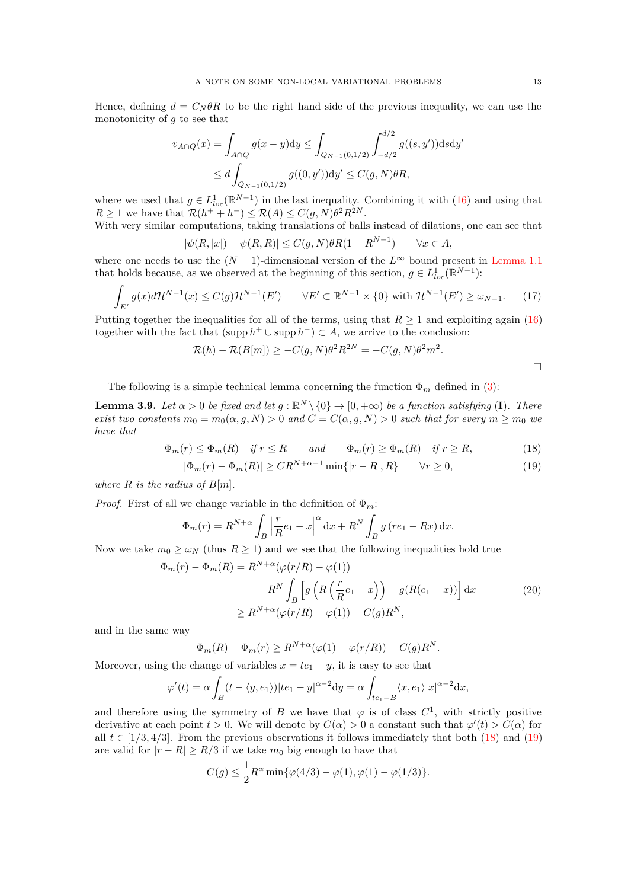Hence, defining $d = C_N \theta R$ to be the right hand side of the previous inequality, we can use the monotonicity of $g$ to see that

$$
\begin{aligned}
v_{A\cap Q}(x) = \int_{A\cap Q} g(x-y)\mathrm{d}y &\le \int_{Q_{N-1}(0,1/2)} \int_{-d/2}^{d/2} g((s,y'))\mathrm{d}s\mathrm{d}y' \\
&\le d\int_{Q_{N-1}(0,1/2)} g((0,y'))\mathrm{d}y' \le C(g,N)\theta R,
\end{aligned}
$$

where we used that $g \in L^1_{loc}(\mathbb{R}^{N-1})$ in the last inequality. Combining it with (16) and using that $R \ge 1$ we have that $\mathcal{R}(h^+ + h^-) \le \mathcal{R}(A) \le C(g,N)\theta^2 R^{2N}$.
With very similar computations, taking translations of balls instead of dilations, one can see that

$$
|\psi(R,|x|) - \psi(R,R)| \le C(g,N)\theta R(1+R^{N-1}) \qquad \forall x \in A,
$$

where one needs to use the $(N-1)$-dimensional version of the $L^\infty$ bound present in Lemma 1.1 that holds because, as we observed at the beginning of this section, $g \in L^1_{loc}(\mathbb{R}^{N-1})$:

$$
\int_{E'} g(x) d\mathcal{H}^{N-1}(x) \le C(g)\mathcal{H}^{N-1}(E') \qquad \forall E' \subset \mathbb{R}^{N-1}\times\{0\} \text{ with } \mathcal{H}^{N-1}(E') \ge \omega_{N-1}. \tag{17}
$$

Putting together the inequalities for all of the terms, using that $R \ge 1$ and exploiting again (16) together with the fact that $(\operatorname{supp} h^+ \cup \operatorname{supp} h^-) \subset A$, we arrive to the conclusion:

$$
\mathcal{R}(h) - \mathcal{R}(B[m]) \ge -C(g,N)\theta^2 R^{2N} = -C(g,N)\theta^2 m^2.
$$

□

The following is a simple technical lemma concerning the function $\Phi_m$ defined in (3):

**Lemma 3.9.** *Let $\alpha > 0$ be fixed and let $g : \mathbb{R}^N \setminus \{0\} \to [0, +\infty)$ be a function satisfying* (**I**)*. There exist two constants $m_0 = m_0(\alpha, g, N) > 0$ and $C = C(\alpha, g, N) > 0$ such that for every $m \ge m_0$ we have that*

$$
\Phi_m(r) \le \Phi_m(R) \quad \text{if } r \le R \qquad \text{and} \qquad \Phi_m(r) \ge \Phi_m(R) \quad \text{if } r \ge R, \tag{18}
$$

$$
|\Phi_m(r) - \Phi_m(R)| \ge C R^{N+\alpha-1}\min\{|r-R|, R\} \qquad \forall r \ge 0, \tag{19}
$$

*where $R$ is the radius of $B[m]$.*

*Proof.* First of all we change variable in the definition of $\Phi_m$:

$$
\Phi_m(r) = R^{N+\alpha}\int_B \left|\frac{r}{R}e_1 - x\right|^\alpha \mathrm{d}x + R^N \int_B g\left(re_1 - Rx\right)\mathrm{d}x.
$$

Now we take $m_0 \ge \omega_N$ (thus $R \ge 1$) and we see that the following inequalities hold true

$$
\begin{aligned}
\Phi_m(r) - \Phi_m(R) = R^{N+\alpha}&(\varphi(r/R) - \varphi(1)) \\
&+ R^N \int_B \left[g\left(R\left(\frac{r}{R}e_1 - x\right)\right) - g(R(e_1 - x))\right]\mathrm{d}x \\
\ge R^{N+\alpha}&(\varphi(r/R) - \varphi(1)) - C(g)R^N,
\end{aligned} \tag{20}
$$

and in the same way

$$
\Phi_m(R) - \Phi_m(r) \ge R^{N+\alpha}(\varphi(1) - \varphi(r/R)) - C(g)R^N.
$$

Moreover, using the change of variables $x = te_1 - y$, it is easy to see that

$$
\varphi'(t) = \alpha\int_B (t - \langle y, e_1\rangle)|te_1 - y|^{\alpha-2}\mathrm{d}y = \alpha\int_{te_1 - B}\langle x, e_1\rangle |x|^{\alpha-2}\mathrm{d}x,
$$

and therefore using the symmetry of $B$ we have that $\varphi$ is of class $C^1$, with strictly positive derivative at each point $t > 0$. We will denote by $C(\alpha) > 0$ a constant such that $\varphi'(t) > C(\alpha)$ for all $t \in [1/3, 4/3]$. From the previous observations it follows immediately that both (18) and (19) are valid for $|r - R| \ge R/3$ if we take $m_0$ big enough to have that

$$
C(g) \le \frac{1}{2}R^\alpha \min\{\varphi(4/3) - \varphi(1), \varphi(1) - \varphi(1/3)\}.
$$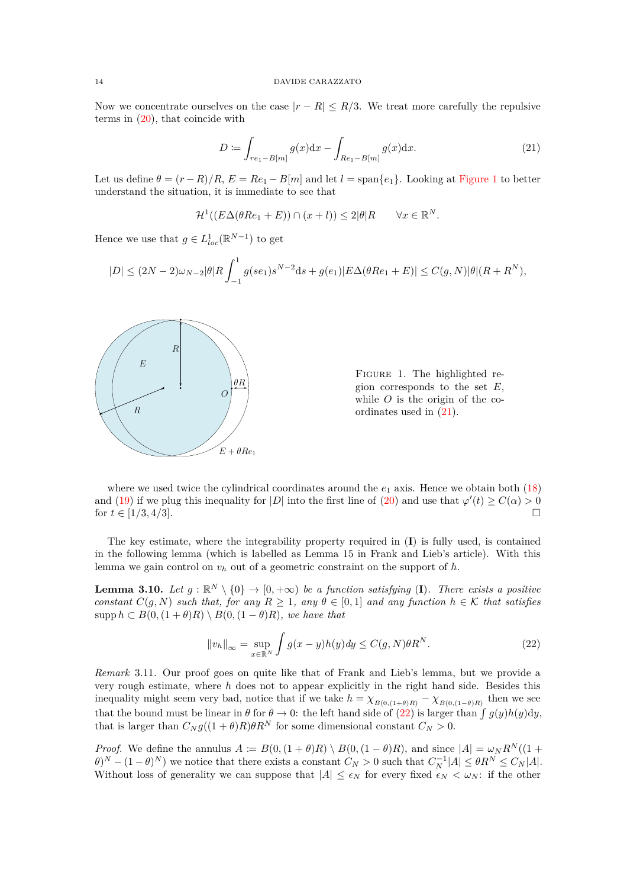Now we concentrate ourselves on the case $|r - R| \le R/3$. We treat more carefully the repulsive terms in (20), that coincide with

$$D := \int_{re_1 - B[m]} g(x)\mathrm{d}x - \int_{Re_1 - B[m]} g(x)\mathrm{d}x. \tag{21}$$

Let us define $\theta = (r-R)/R$, $E = Re_1 - B[m]$ and let $l = \mathrm{span}\{e_1\}$. Looking at Figure 1 to better understand the situation, it is immediate to see that

$$\mathcal{H}^1((E\Delta(\theta R e_1 + E)) \cap (x + l)) \le 2|\theta|R \qquad \forall x \in \mathbb{R}^N.$$

Hence we use that $g \in L^1_{loc}(\mathbb{R}^{N-1})$ to get

$$|D| \le (2N-2)\omega_{N-2}|\theta|R\int_{-1}^{1} g(se_1)s^{N-2}\mathrm{d}s + g(e_1)|E\Delta(\theta R e_1 + E)| \le C(g,N)|\theta|(R + R^N),$$

FIGURE 1. The highlighted region corresponds to the set $E$, while $O$ is the origin of the coordinates used in (21).

where we used twice the cylindrical coordinates around the $e_1$ axis. Hence we obtain both (18) and (19) if we plug this inequality for $|D|$ into the first line of (20) and use that $\varphi'(t) \ge C(\alpha) > 0$ for $t \in [1/3, 4/3]$. □

The key estimate, where the integrability property required in (**I**) is fully used, is contained in the following lemma (which is labelled as Lemma 15 in Frank and Lieb's article). With this lemma we gain control on $v_h$ out of a geometric constraint on the support of $h$.

**Lemma 3.10.** *Let $g : \mathbb{R}^N \setminus \{0\} \to [0, +\infty)$ be a function satisfying* (**I**). *There exists a positive constant $C(g,N)$ such that, for any $R \ge 1$, any $\theta \in [0,1]$ and any function $h \in \mathcal{K}$ that satisfies $\mathrm{supp}\, h \subset B(0,(1+\theta)R) \setminus B(0,(1-\theta)R)$, we have that*

$$\|v_h\|_\infty = \sup_{x\in\mathbb{R}^N} \int g(x-y)h(y)dy \le C(g,N)\theta R^N. \tag{22}$$

*Remark* 3.11. Our proof goes on quite like that of Frank and Lieb's lemma, but we provide a very rough estimate, where $h$ does not to appear explicitly in the right hand side. Besides this inequality might seem very bad, notice that if we take $h = \chi_{B(0,(1+\theta)R)} - \chi_{B(0,(1-\theta)R)}$ then we see that the bound must be linear in $\theta$ for $\theta \to 0$: the left hand side of (22) is larger than $\int g(y)h(y)\mathrm{d}y$, that is larger than $C_N g((1+\theta)R)\theta R^N$ for some dimensional constant $C_N > 0$.

*Proof.* We define the annulus $A := B(0,(1+\theta)R) \setminus B(0,(1-\theta)R)$, and since $|A| = \omega_N R^N((1+\theta)^N - (1-\theta)^N)$ we notice that there exists a constant $C_N > 0$ such that $C_N^{-1}|A| \le \theta R^N \le C_N|A|$. Without loss of generality we can suppose that $|A| \le \epsilon_N$ for every fixed $\epsilon_N < \omega_N$: if the other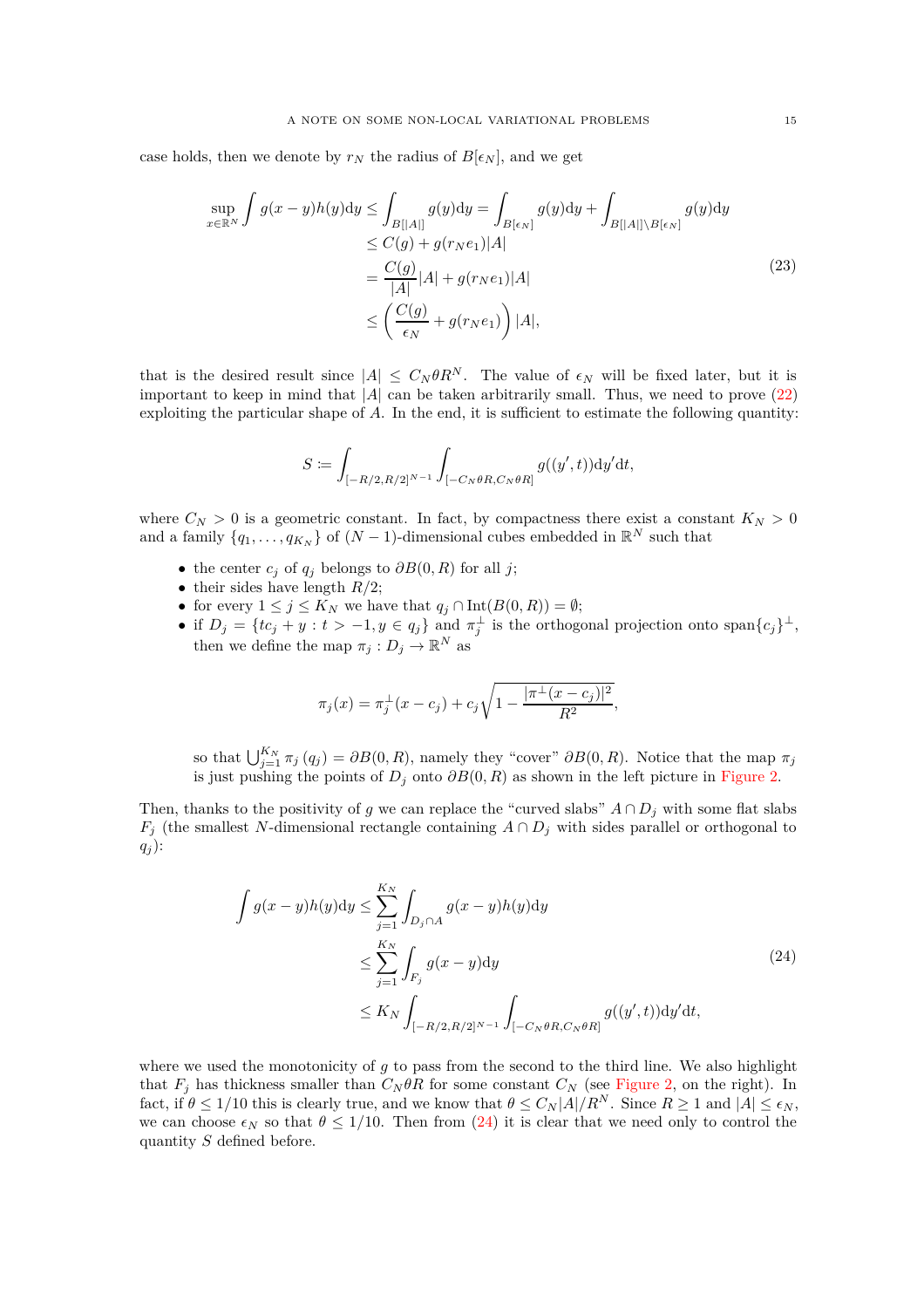case holds, then we denote by $r_N$ the radius of $B[\epsilon_N]$, and we get

$$
\begin{aligned}
\sup_{x\in\mathbb{R}^N}\int g(x-y)h(y)\mathrm{d}y &\le \int_{B[|A|]} g(y)\mathrm{d}y = \int_{B[\epsilon_N]} g(y)\mathrm{d}y + \int_{B[|A|]\setminus B[\epsilon_N]} g(y)\mathrm{d}y \\
&\le C(g) + g(r_N e_1)|A| \\
&= \frac{C(g)}{|A|}|A| + g(r_N e_1)|A| \\
&\le \left(\frac{C(g)}{\epsilon_N} + g(r_N e_1)\right)|A|,
\end{aligned}
\tag{23}
$$

that is the desired result since $|A| \le C_N\theta R^N$. The value of $\epsilon_N$ will be fixed later, but it is important to keep in mind that $|A|$ can be taken arbitrarily small. Thus, we need to prove (22) exploiting the particular shape of $A$. In the end, it is sufficient to estimate the following quantity:

$$
S \coloneqq \int_{[-R/2,R/2]^{N-1}} \int_{[-C_N\theta R, C_N\theta R]} g((y',t))\mathrm{d}y'\mathrm{d}t,
$$

where $C_N > 0$ is a geometric constant. In fact, by compactness there exist a constant $K_N > 0$ and a family $\{q_1, \dots, q_{K_N}\}$ of $(N-1)$-dimensional cubes embedded in $\mathbb{R}^N$ such that

- the center $c_j$ of $q_j$ belongs to $\partial B(0,R)$ for all $j$;
- their sides have length $R/2$;
- for every $1 \le j \le K_N$ we have that $q_j \cap \mathrm{Int}(B(0,R)) = \emptyset$;
- if $D_j = \{tc_j + y : t > -1, y \in q_j\}$ and $\pi_j^\perp$ is the orthogonal projection onto $\mathrm{span}\{c_j\}^\perp$, then we define the map $\pi_j : D_j \to \mathbb{R}^N$ as

$$
\pi_j(x) = \pi_j^\perp(x-c_j) + c_j\sqrt{1 - \frac{|\pi^\perp(x-c_j)|^2}{R^2}},
$$

  so that $\bigcup_{j=1}^{K_N} \pi_j(q_j) = \partial B(0,R)$, namely they "cover" $\partial B(0,R)$. Notice that the map $\pi_j$ is just pushing the points of $D_j$ onto $\partial B(0,R)$ as shown in the left picture in Figure 2.

Then, thanks to the positivity of $g$ we can replace the "curved slabs" $A \cap D_j$ with some flat slabs $F_j$ (the smallest $N$-dimensional rectangle containing $A \cap D_j$ with sides parallel or orthogonal to $q_j$):

$$
\begin{aligned}
\int g(x-y)h(y)\mathrm{d}y &\le \sum_{j=1}^{K_N} \int_{D_j\cap A} g(x-y)h(y)\mathrm{d}y \\
&\le \sum_{j=1}^{K_N} \int_{F_j} g(x-y)\mathrm{d}y \\
&\le K_N \int_{[-R/2,R/2]^{N-1}} \int_{[-C_N\theta R, C_N\theta R]} g((y',t))\mathrm{d}y'\mathrm{d}t,
\end{aligned}
\tag{24}
$$

where we used the monotonicity of $g$ to pass from the second to the third line. We also highlight that $F_j$ has thickness smaller than $C_N\theta R$ for some constant $C_N$ (see Figure 2, on the right). In fact, if $\theta \le 1/10$ this is clearly true, and we know that $\theta \le C_N|A|/R^N$. Since $R \ge 1$ and $|A| \le \epsilon_N$, we can choose $\epsilon_N$ so that $\theta \le 1/10$. Then from (24) it is clear that we need only to control the quantity $S$ defined before.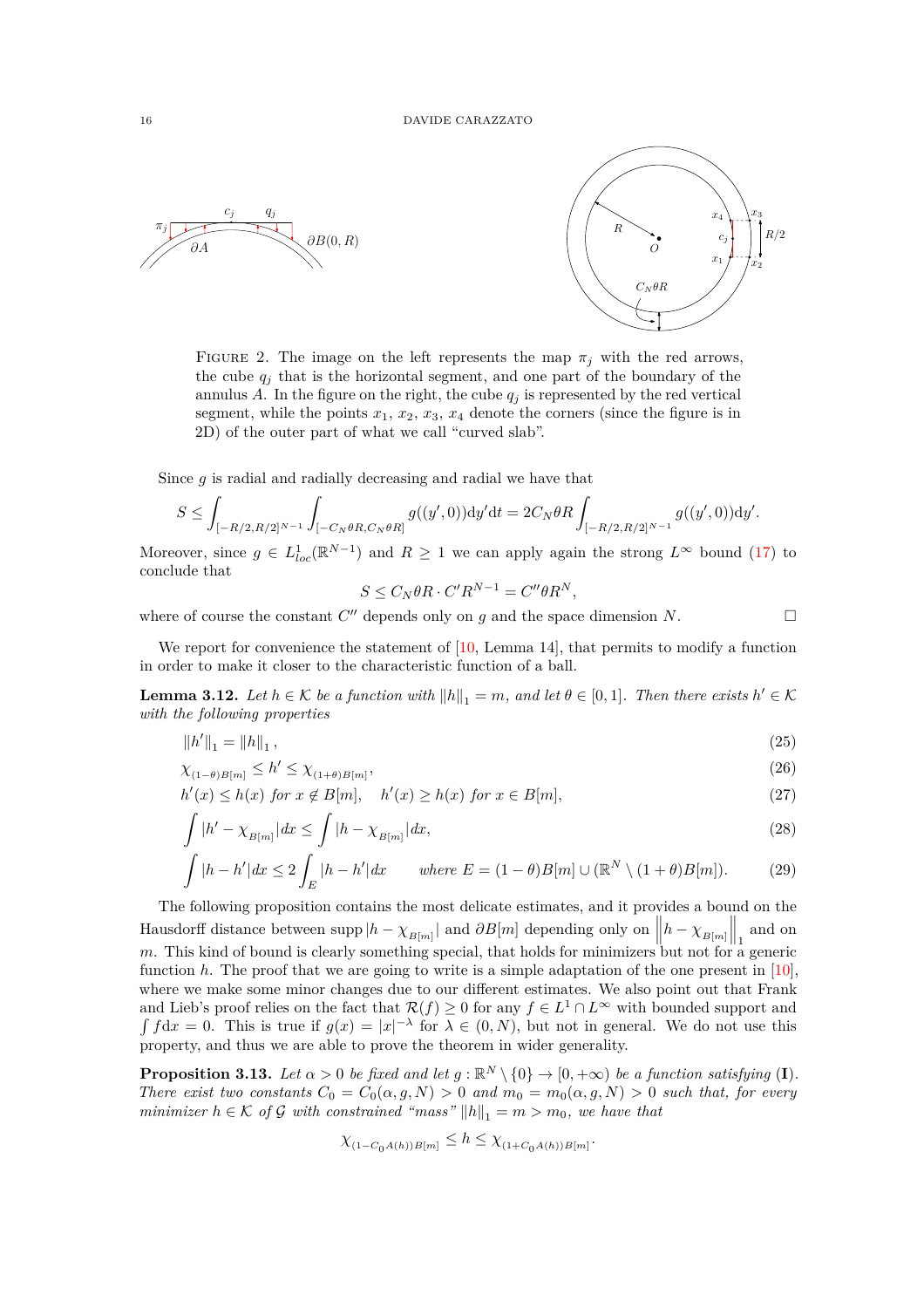FIGURE 2. The image on the left represents the map $\pi_j$ with the red arrows, the cube $q_j$ that is the horizontal segment, and one part of the boundary of the annulus $A$. In the figure on the right, the cube $q_j$ is represented by the red vertical segment, while the points $x_1$, $x_2$, $x_3$, $x_4$ denote the corners (since the figure is in 2D) of the outer part of what we call "curved slab".

Since $g$ is radial and radially decreasing and radial we have that

$$S \leq \int_{[-R/2,R/2]^{N-1}} \int_{[-C_N\theta R, C_N\theta R]} g((y',0))\mathrm{d}y'\mathrm{d}t = 2C_N\theta R \int_{[-R/2,R/2]^{N-1}} g((y',0))\mathrm{d}y'.$$

Moreover, since $g \in L^1_{loc}(\mathbb{R}^{N-1})$ and $R \geq 1$ we can apply again the strong $L^\infty$ bound (17) to conclude that

$$S \leq C_N\theta R \cdot C'R^{N-1} = C''\theta R^N,$$

where of course the constant $C''$ depends only on $g$ and the space dimension $N$. $\square$

We report for convenience the statement of [10, Lemma 14], that permits to modify a function in order to make it closer to the characteristic function of a ball.

**Lemma 3.12.** *Let $h \in \mathcal{K}$ be a function with $\|h\|_1 = m$, and let $\theta \in [0,1]$. Then there exists $h' \in \mathcal{K}$ with the following properties*

$$\|h'\|_1 = \|h\|_1, \tag{25}$$

$$\chi_{(1-\theta)B[m]} \leq h' \leq \chi_{(1+\theta)B[m]}, \tag{26}$$

$$h'(x) \leq h(x) \text{ for } x \notin B[m], \quad h'(x) \geq h(x) \text{ for } x \in B[m], \tag{27}$$

$$\int |h' - \chi_{B[m]}|dx \leq \int |h - \chi_{B[m]}|dx, \tag{28}$$

$$\int |h - h'|dx \leq 2\int_E |h - h'|dx \qquad \text{where } E = (1-\theta)B[m] \cup (\mathbb{R}^N \setminus (1+\theta)B[m]). \tag{29}$$

The following proposition contains the most delicate estimates, and it provides a bound on the Hausdorff distance between $\operatorname{supp}|h - \chi_{B[m]}|$ and $\partial B[m]$ depending only on $\left\|h - \chi_{B[m]}\right\|_1$ and on $m$. This kind of bound is clearly something special, that holds for minimizers but not for a generic function $h$. The proof that we are going to write is a simple adaptation of the one present in [10], where we make some minor changes due to our different estimates. We also point out that Frank and Lieb's proof relies on the fact that $\mathcal{R}(f) \geq 0$ for any $f \in L^1 \cap L^\infty$ with bounded support and $\int f\mathrm{d}x = 0$. This is true if $g(x) = |x|^{-\lambda}$ for $\lambda \in (0,N)$, but not in general. We do not use this property, and thus we are able to prove the theorem in wider generality.

**Proposition 3.13.** *Let $\alpha > 0$ be fixed and let $g : \mathbb{R}^N \setminus \{0\} \to [0,+\infty)$ be a function satisfying* (**I**). *There exist two constants $C_0 = C_0(\alpha, g, N) > 0$ and $m_0 = m_0(\alpha, g, N) > 0$ such that, for every minimizer $h \in \mathcal{K}$ of $\mathcal{G}$ with constrained "mass" $\|h\|_1 = m > m_0$, we have that*

$$\chi_{(1-C_0A(h))B[m]} \leq h \leq \chi_{(1+C_0A(h))B[m]}.$$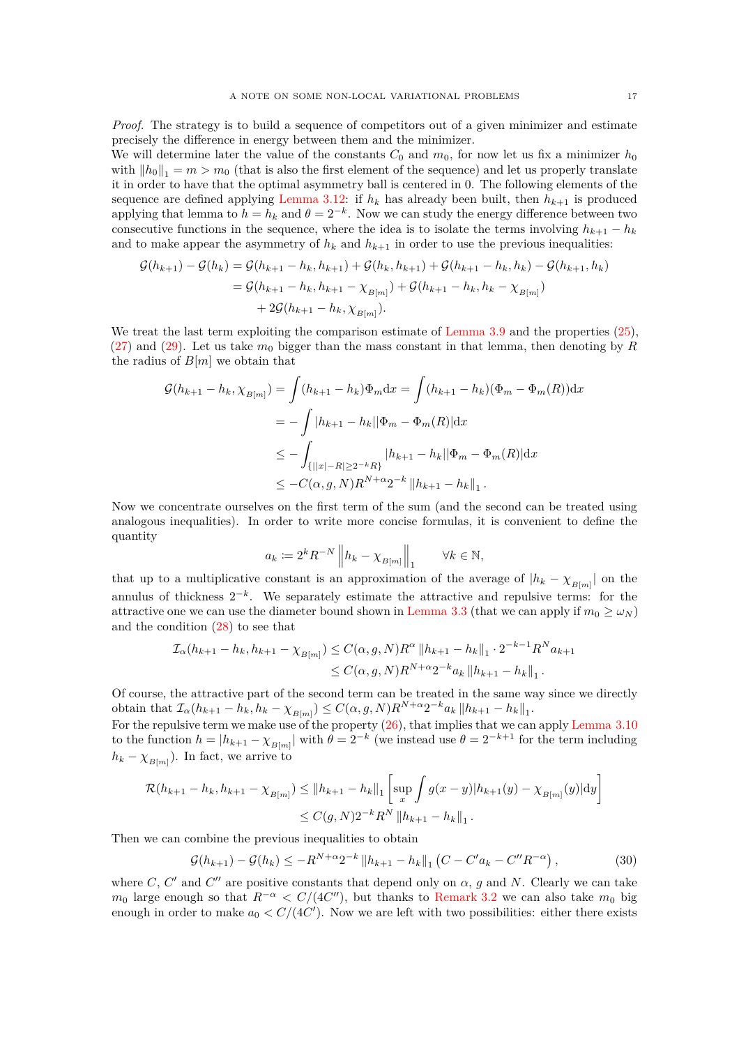*Proof.* The strategy is to build a sequence of competitors out of a given minimizer and estimate precisely the difference in energy between them and the minimizer.
We will determine later the value of the constants $C_0$ and $m_0$, for now let us fix a minimizer $h_0$ with $\|h_0\|_1 = m > m_0$ (that is also the first element of the sequence) and let us properly translate it in order to have that the optimal asymmetry ball is centered in 0. The following elements of the sequence are defined applying Lemma 3.12: if $h_k$ has already been built, then $h_{k+1}$ is produced applying that lemma to $h = h_k$ and $\theta = 2^{-k}$. Now we can study the energy difference between two consecutive functions in the sequence, where the idea is to isolate the terms involving $h_{k+1} - h_k$ and to make appear the asymmetry of $h_k$ and $h_{k+1}$ in order to use the previous inequalities:

$$
\begin{aligned}
\mathcal{G}(h_{k+1}) - \mathcal{G}(h_k) &= \mathcal{G}(h_{k+1} - h_k, h_{k+1}) + \mathcal{G}(h_k, h_{k+1}) + \mathcal{G}(h_{k+1} - h_k, h_k) - \mathcal{G}(h_{k+1}, h_k) \\
&= \mathcal{G}(h_{k+1} - h_k, h_{k+1} - \chi_{B[m]}) + \mathcal{G}(h_{k+1} - h_k, h_k - \chi_{B[m]}) \\
&\quad + 2\mathcal{G}(h_{k+1} - h_k, \chi_{B[m]}).
\end{aligned}
$$

We treat the last term exploiting the comparison estimate of Lemma 3.9 and the properties (25), (27) and (29). Let us take $m_0$ bigger than the mass constant in that lemma, then denoting by $R$ the radius of $B[m]$ we obtain that

$$
\begin{aligned}
\mathcal{G}(h_{k+1} - h_k, \chi_{B[m]}) &= \int (h_{k+1} - h_k)\Phi_m \mathrm{d}x = \int (h_{k+1} - h_k)(\Phi_m - \Phi_m(R))\mathrm{d}x \\
&= -\int |h_{k+1} - h_k||\Phi_m - \Phi_m(R)|\mathrm{d}x \\
&\leq -\int_{\{||x|-R| \geq 2^{-k}R\}} |h_{k+1} - h_k||\Phi_m - \Phi_m(R)|\mathrm{d}x \\
&\leq -C(\alpha, g, N) R^{N+\alpha} 2^{-k} \|h_{k+1} - h_k\|_1.
\end{aligned}
$$

Now we concentrate ourselves on the first term of the sum (and the second can be treated using analogous inequalities). In order to write more concise formulas, it is convenient to define the quantity

$$
a_k := 2^k R^{-N} \left\| h_k - \chi_{B[m]} \right\|_1 \qquad \forall k \in \mathbb{N},
$$

that up to a multiplicative constant is an approximation of the average of $|h_k - \chi_{B[m]}|$ on the annulus of thickness $2^{-k}$. We separately estimate the attractive and repulsive terms: for the attractive one we can use the diameter bound shown in Lemma 3.3 (that we can apply if $m_0 \geq \omega_N$) and the condition (28) to see that

$$
\begin{aligned}
\mathcal{I}_\alpha(h_{k+1} - h_k, h_{k+1} - \chi_{B[m]}) &\leq C(\alpha, g, N) R^\alpha \|h_{k+1} - h_k\|_1 \cdot 2^{-k-1} R^N a_{k+1} \\
&\leq C(\alpha, g, N) R^{N+\alpha} 2^{-k} a_k \|h_{k+1} - h_k\|_1.
\end{aligned}
$$

Of course, the attractive part of the second term can be treated in the same way since we directly obtain that $\mathcal{I}_\alpha(h_{k+1} - h_k, h_k - \chi_{B[m]}) \leq C(\alpha, g, N) R^{N+\alpha} 2^{-k} a_k \|h_{k+1} - h_k\|_1$.
For the repulsive term we make use of the property (26), that implies that we can apply Lemma 3.10 to the function $h = |h_{k+1} - \chi_{B[m]}|$ with $\theta = 2^{-k}$ (we instead use $\theta = 2^{-k+1}$ for the term including $h_k - \chi_{B[m]}$). In fact, we arrive to

$$
\begin{aligned}
\mathcal{R}(h_{k+1} - h_k, h_{k+1} - \chi_{B[m]}) &\leq \|h_{k+1} - h_k\|_1 \left[ \sup_x \int g(x-y) |h_{k+1}(y) - \chi_{B[m]}(y)| \mathrm{d}y \right] \\
&\leq C(g, N) 2^{-k} R^N \|h_{k+1} - h_k\|_1.
\end{aligned}
$$

Then we can combine the previous inequalities to obtain

$$
\mathcal{G}(h_{k+1}) - \mathcal{G}(h_k) \leq -R^{N+\alpha} 2^{-k} \|h_{k+1} - h_k\|_1 \left( C - C' a_k - C'' R^{-\alpha} \right), \tag{30}
$$

where $C$, $C'$ and $C''$ are positive constants that depend only on $\alpha$, $g$ and $N$. Clearly we can take $m_0$ large enough so that $R^{-\alpha} < C/(4C'')$, but thanks to Remark 3.2 we can also take $m_0$ big enough in order to make $a_0 < C/(4C')$. Now we are left with two possibilities: either there exists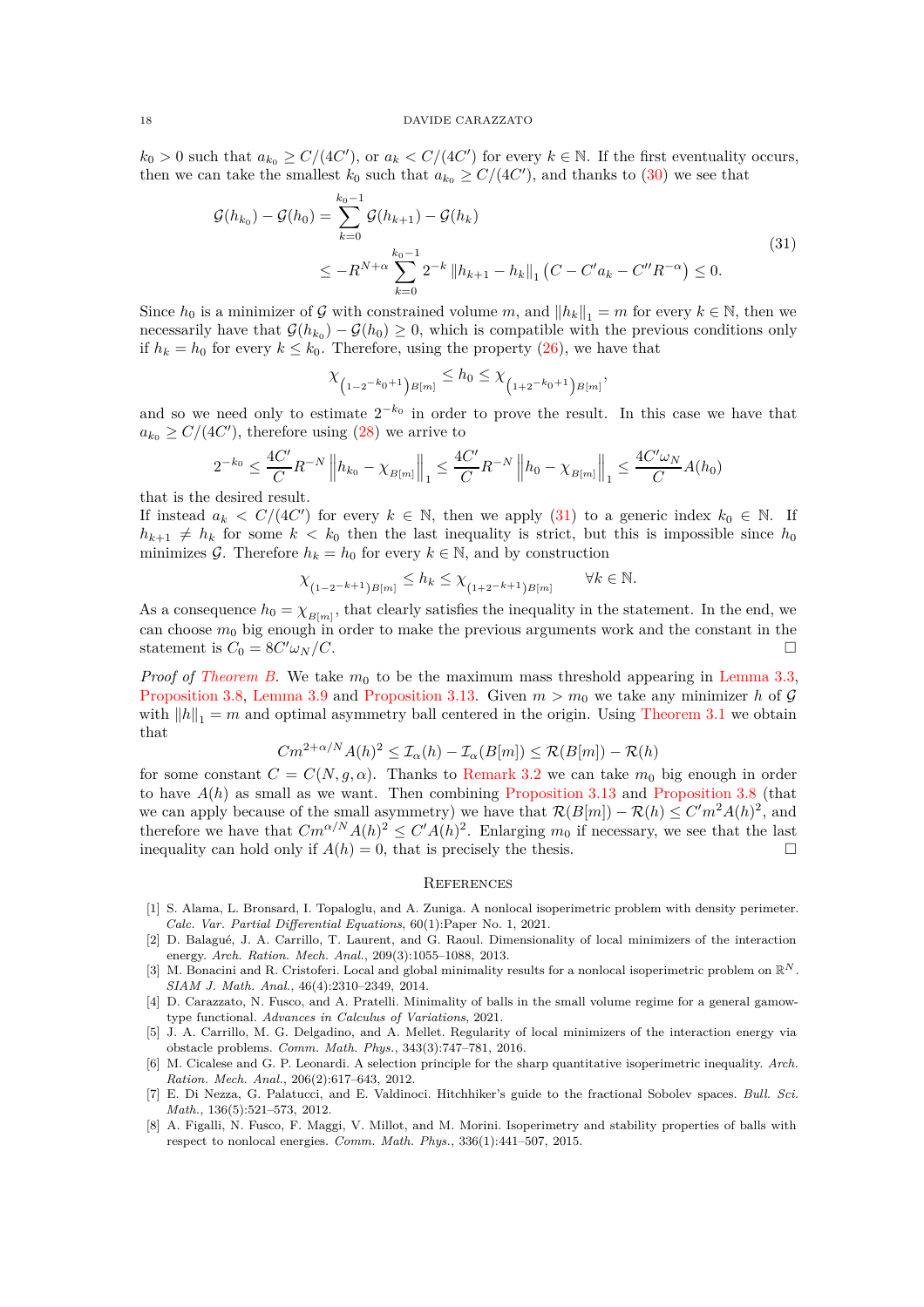$k_0 > 0$ such that $a_{k_0} \geq C/(4C')$, or $a_k < C/(4C')$ for every $k \in \mathbb{N}$. If the first eventuality occurs, then we can take the smallest $k_0$ such that $a_{k_0} \geq C/(4C')$, and thanks to (30) we see that

$$
\begin{aligned}
\mathcal{G}(h_{k_0}) - \mathcal{G}(h_0) &= \sum_{k=0}^{k_0-1} \mathcal{G}(h_{k+1}) - \mathcal{G}(h_k) \\
&\leq -R^{N+\alpha} \sum_{k=0}^{k_0-1} 2^{-k} \left\| h_{k+1} - h_k \right\|_1 \left( C - C' a_k - C'' R^{-\alpha} \right) \leq 0.
\end{aligned} \tag{31}
$$

Since $h_0$ is a minimizer of $\mathcal{G}$ with constrained volume $m$, and $\|h_k\|_1 = m$ for every $k \in \mathbb{N}$, then we necessarily have that $\mathcal{G}(h_{k_0}) - \mathcal{G}(h_0) \geq 0$, which is compatible with the previous conditions only if $h_k = h_0$ for every $k \leq k_0$. Therefore, using the property (26), we have that

$$
\chi_{\left(1-2^{-k_0+1}\right)B[m]} \leq h_0 \leq \chi_{\left(1+2^{-k_0+1}\right)B[m]},
$$

and so we need only to estimate $2^{-k_0}$ in order to prove the result. In this case we have that $a_{k_0} \geq C/(4C')$, therefore using (28) we arrive to

$$
2^{-k_0} \leq \frac{4C'}{C} R^{-N} \left\| h_{k_0} - \chi_{B[m]} \right\|_1 \leq \frac{4C'}{C} R^{-N} \left\| h_0 - \chi_{B[m]} \right\|_1 \leq \frac{4C'\omega_N}{C} A(h_0)
$$

that is the desired result.
If instead $a_k < C/(4C')$ for every $k \in \mathbb{N}$, then we apply (31) to a generic index $k_0 \in \mathbb{N}$. If $h_{k+1} \neq h_k$ for some $k < k_0$ then the last inequality is strict, but this is impossible since $h_0$ minimizes $\mathcal{G}$. Therefore $h_k = h_0$ for every $k \in \mathbb{N}$, and by construction

$$
\chi_{(1-2^{-k+1})B[m]} \leq h_k \leq \chi_{(1+2^{-k+1})B[m]} \qquad \forall k \in \mathbb{N}.
$$

As a consequence $h_0 = \chi_{B[m]}$, that clearly satisfies the inequality in the statement. In the end, we can choose $m_0$ big enough in order to make the previous arguments work and the constant in the statement is $C_0 = 8C'\omega_N/C$. □

*Proof of Theorem B.* We take $m_0$ to be the maximum mass threshold appearing in Lemma 3.3, Proposition 3.8, Lemma 3.9 and Proposition 3.13. Given $m > m_0$ we take any minimizer $h$ of $\mathcal{G}$ with $\|h\|_1 = m$ and optimal asymmetry ball centered in the origin. Using Theorem 3.1 we obtain that

$$
Cm^{2+\alpha/N} A(h)^2 \leq \mathcal{I}_\alpha(h) - \mathcal{I}_\alpha(B[m]) \leq \mathcal{R}(B[m]) - \mathcal{R}(h)
$$

for some constant $C = C(N, g, \alpha)$. Thanks to Remark 3.2 we can take $m_0$ big enough in order to have $A(h)$ as small as we want. Then combining Proposition 3.13 and Proposition 3.8 (that we can apply because of the small asymmetry) we have that $\mathcal{R}(B[m]) - \mathcal{R}(h) \leq C' m^2 A(h)^2$, and therefore we have that $Cm^{\alpha/N} A(h)^2 \leq C' A(h)^2$. Enlarging $m_0$ if necessary, we see that the last inequality can hold only if $A(h) = 0$, that is precisely the thesis. □

## References

[1] S. Alama, L. Bronsard, I. Topaloglu, and A. Zuniga. A nonlocal isoperimetric problem with density perimeter. *Calc. Var. Partial Differential Equations*, 60(1):Paper No. 1, 2021.

[2] D. Balagué, J. A. Carrillo, T. Laurent, and G. Raoul. Dimensionality of local minimizers of the interaction energy. *Arch. Ration. Mech. Anal.*, 209(3):1055–1088, 2013.

[3] M. Bonacini and R. Cristoferi. Local and global minimality results for a nonlocal isoperimetric problem on $\mathbb{R}^N$. *SIAM J. Math. Anal.*, 46(4):2310–2349, 2014.

[4] D. Carazzato, N. Fusco, and A. Pratelli. Minimality of balls in the small volume regime for a general gamow-type functional. *Advances in Calculus of Variations*, 2021.

[5] J. A. Carrillo, M. G. Delgadino, and A. Mellet. Regularity of local minimizers of the interaction energy via obstacle problems. *Comm. Math. Phys.*, 343(3):747–781, 2016.

[6] M. Cicalese and G. P. Leonardi. A selection principle for the sharp quantitative isoperimetric inequality. *Arch. Ration. Mech. Anal.*, 206(2):617–643, 2012.

[7] E. Di Nezza, G. Palatucci, and E. Valdinoci. Hitchhiker's guide to the fractional Sobolev spaces. *Bull. Sci. Math.*, 136(5):521–573, 2012.

[8] A. Figalli, N. Fusco, F. Maggi, V. Millot, and M. Morini. Isoperimetry and stability properties of balls with respect to nonlocal energies. *Comm. Math. Phys.*, 336(1):441–507, 2015.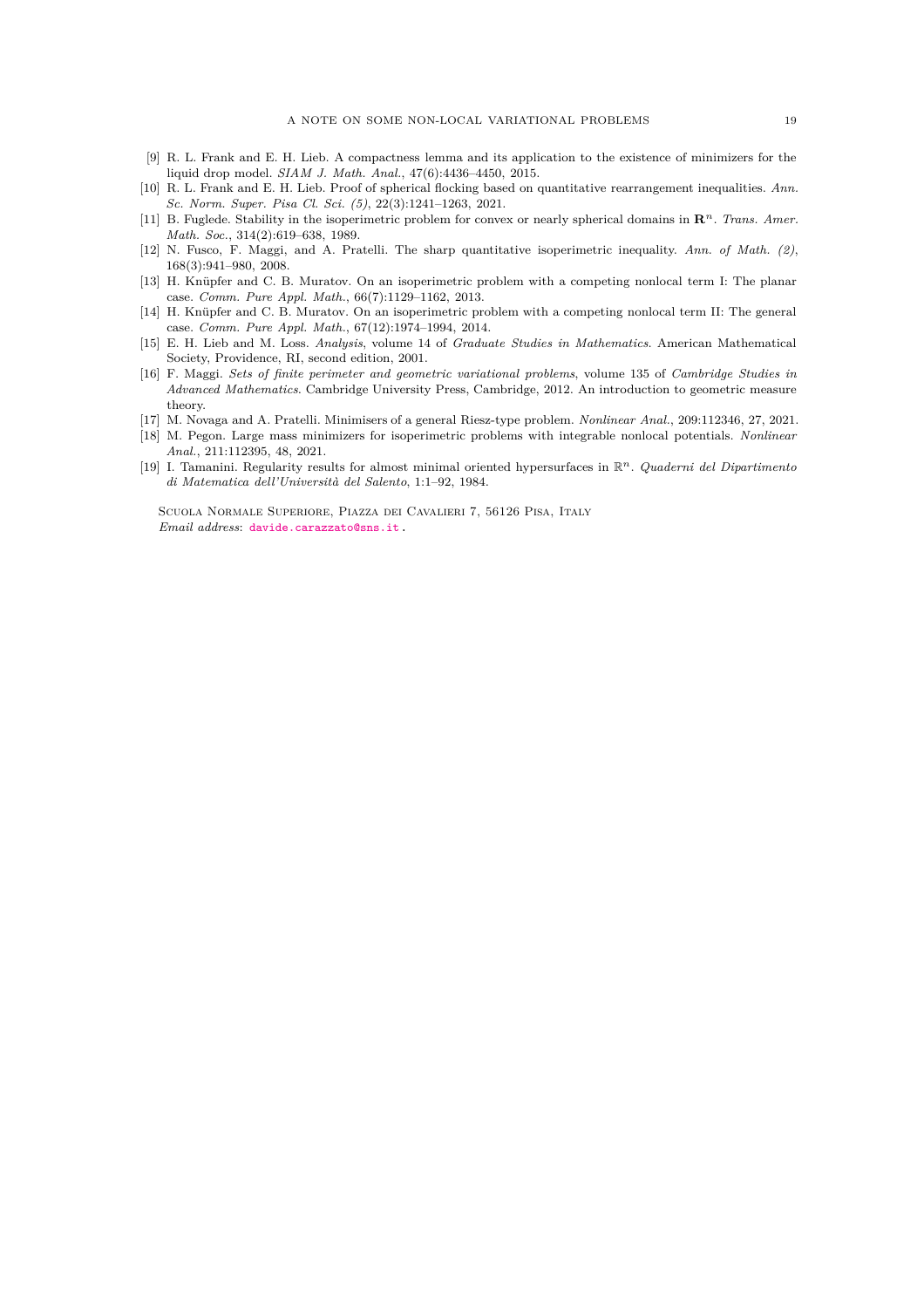[9] R. L. Frank and E. H. Lieb. A compactness lemma and its application to the existence of minimizers for the liquid drop model. *SIAM J. Math. Anal.*, 47(6):4436–4450, 2015.

[10] R. L. Frank and E. H. Lieb. Proof of spherical flocking based on quantitative rearrangement inequalities. *Ann. Sc. Norm. Super. Pisa Cl. Sci. (5)*, 22(3):1241–1263, 2021.

[11] B. Fuglede. Stability in the isoperimetric problem for convex or nearly spherical domains in $\mathbf{R}^n$. *Trans. Amer. Math. Soc.*, 314(2):619–638, 1989.

[12] N. Fusco, F. Maggi, and A. Pratelli. The sharp quantitative isoperimetric inequality. *Ann. of Math. (2)*, 168(3):941–980, 2008.

[13] H. Knüpfer and C. B. Muratov. On an isoperimetric problem with a competing nonlocal term I: The planar case. *Comm. Pure Appl. Math.*, 66(7):1129–1162, 2013.

[14] H. Knüpfer and C. B. Muratov. On an isoperimetric problem with a competing nonlocal term II: The general case. *Comm. Pure Appl. Math.*, 67(12):1974–1994, 2014.

[15] E. H. Lieb and M. Loss. *Analysis*, volume 14 of *Graduate Studies in Mathematics*. American Mathematical Society, Providence, RI, second edition, 2001.

[16] F. Maggi. *Sets of finite perimeter and geometric variational problems*, volume 135 of *Cambridge Studies in Advanced Mathematics*. Cambridge University Press, Cambridge, 2012. An introduction to geometric measure theory.

[17] M. Novaga and A. Pratelli. Minimisers of a general Riesz-type problem. *Nonlinear Anal.*, 209:112346, 27, 2021.

[18] M. Pegon. Large mass minimizers for isoperimetric problems with integrable nonlocal potentials. *Nonlinear Anal.*, 211:112395, 48, 2021.

[19] I. Tamanini. Regularity results for almost minimal oriented hypersurfaces in $\mathbb{R}^n$. *Quaderni del Dipartimento di Matematica dell'Università del Salento*, 1:1–92, 1984.

Scuola Normale Superiore, Piazza dei Cavalieri 7, 56126 Pisa, Italy

*Email address*: davide.carazzato@sns.it.